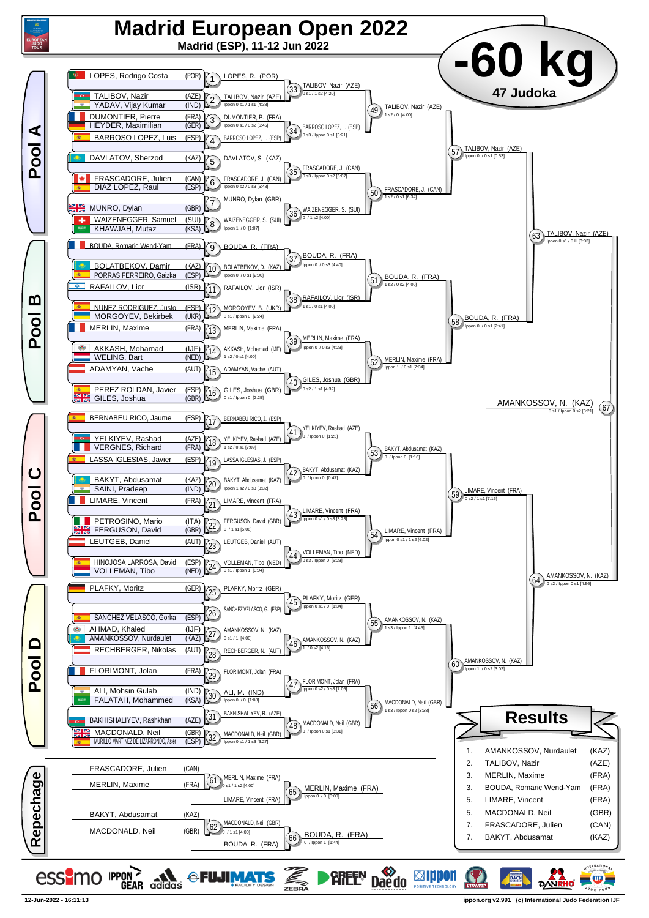# Madrid European Open 2022

**Madrid (ESP), 11-12 Jun 2022**

# -60 kg

**47 Judoka**

## Pool A

| Contest | Athletes | Winner | Score |
|---|---|---|---|
| 1 | LOPES, Rodrigo Costa (POR) | LOPES, R. (POR) | |
| 2 | TALIBOV, Nazir (AZE) vs YADAV, Vijay Kumar (IND) | TALIBOV, Nazir (AZE) | Ippon 0 s1 / 1 s1 [4:38] |
| 3 | DUMONTIER, Pierre (FRA) vs HEYDER, Maximilian (GER) | DUMONTIER, P. (FRA) | Ippon 0 s1 / 0 s2 [6:45] |
| 4 | BARROSO LOPEZ, Luis (ESP) | BARROSO LOPEZ, L. (ESP) | |
| 5 | DAVLATOV, Sherzod (KAZ) | DAVLATOV, S. (KAZ) | |
| 6 | FRASCADORE, Julien (CAN) vs DIAZ LOPEZ, Raul (ESP) | FRASCADORE, J. (CAN) | Ippon 0 s2 / 0 s3 [5:48] |
| 7 | MUNRO, Dylan (GBR) | MUNRO, Dylan (GBR) | |
| 8 | WAIZENEGGER, Samuel (SUI) vs KHAWJAH, Mutaz (KSA) | WAIZENEGGER, S. (SUI) | Ippon 1 / 0 [1:07] |
| 33 | LOPES, R. (POR) vs TALIBOV, Nazir (AZE) | TALIBOV, Nazir (AZE) | 0 s1 / 1 s2 [4:20] |
| 34 | DUMONTIER, P. (FRA) vs BARROSO LOPEZ, L. (ESP) | BARROSO LOPEZ, L. (ESP) | 0 s3 / Ippon 0 s1 [3:21] |
| 35 | DAVLATOV, S. (KAZ) vs FRASCADORE, J. (CAN) | FRASCADORE, J. (CAN) | 0 s3 / Ippon 0 s2 [6:07] |
| 36 | MUNRO, Dylan (GBR) vs WAIZENEGGER, S. (SUI) | WAIZENEGGER, S. (SUI) | 0 / 1 s2 [4:00] |
| 49 | TALIBOV, Nazir (AZE) vs BARROSO LOPEZ, L. (ESP) | TALIBOV, Nazir (AZE) | 1 s2 / 0 [4:00] |
| 50 | FRASCADORE, J. (CAN) vs WAIZENEGGER, S. (SUI) | FRASCADORE, J. (CAN) | 1 s2 / 0 s1 [6:34] |
| 57 | TALIBOV, Nazir (AZE) vs FRASCADORE, J. (CAN) | TALIBOV, Nazir (AZE) | Ippon 0 / 0 s1 [0:53] |

## Pool B

| Contest | Athletes | Winner | Score |
|---|---|---|---|
| 9 | BOUDA, Romaric Wend-Yam (FRA) | BOUDA, R. (FRA) | |
| 10 | BOLATBEKOV, Damir (KAZ) vs PORRAS FERREIRO, Gaizka (ESP) | BOLATBEKOV, D. (KAZ) | Ippon 0 / 0 s1 [2:00] |
| 11 | RAFAILOV, Lior (ISR) | RAFAILOV, Lior (ISR) | |
| 12 | NUNEZ RODRIGUEZ, Justo (ESP) vs MORGOYEV, Bekirbek (UKR) | MORGOYEV, B. (UKR) | 0 s1 / Ippon 0 [2:24] |
| 13 | MERLIN, Maxime (FRA) | MERLIN, Maxime (FRA) | |
| 14 | AKKASH, Mohamad (IJF) vs WELING, Bart (NED) | AKKASH, Mohamad (IJF) | 1 s2 / 0 s1 [4:00] |
| 15 | ADAMYAN, Vache (AUT) | ADAMYAN, Vache (AUT) | |
| 16 | PEREZ ROLDAN, Javier (ESP) vs GILES, Joshua (GBR) | GILES, Joshua (GBR) | 0 s1 / Ippon 0 [2:25] |
| 37 | BOUDA, R. (FRA) vs BOLATBEKOV, D. (KAZ) | BOUDA, R. (FRA) | Ippon 0 / 0 s3 [4:40] |
| 38 | RAFAILOV, Lior (ISR) vs MORGOYEV, B. (UKR) | RAFAILOV, Lior (ISR) | 1 s1 / 0 s1 [4:00] |
| 39 | MERLIN, Maxime (FRA) vs AKKASH, Mohamad (IJF) | MERLIN, Maxime (FRA) | Ippon 0 / 0 s3 [4:23] |
| 40 | ADAMYAN, Vache (AUT) vs GILES, Joshua (GBR) | GILES, Joshua (GBR) | 0 s2 / 1 s1 [4:32] |
| 51 | BOUDA, R. (FRA) vs RAFAILOV, Lior (ISR) | BOUDA, R. (FRA) | 1 s2 / 0 s2 [4:00] |
| 52 | MERLIN, Maxime (FRA) vs GILES, Joshua (GBR) | MERLIN, Maxime (FRA) | Ippon 1 / 0 s1 [7:34] |
| 58 | BOUDA, R. (FRA) vs MERLIN, Maxime (FRA) | BOUDA, R. (FRA) | Ippon 0 / 0 s1 [2:41] |

## Pool C

| Contest | Athletes | Winner | Score |
|---|---|---|---|
| 17 | BERNABEU RICO, Jaume (ESP) | BERNABEU RICO, J. (ESP) | |
| 18 | YELKIYEV, Rashad (AZE) vs VERGNES, Richard (FRA) | YELKIYEV, Rashad (AZE) | 1 s2 / 0 s1 [7:09] |
| 19 | LASSA IGLESIAS, Javier (ESP) | LASSA IGLESIAS, J. (ESP) | |
| 20 | BAKYT, Abdusamat (KAZ) vs SAINI, Pradeep (IND) | BAKYT, Abdusamat (KAZ) | Ippon 1 s2 / 0 s3 [3:32] |
| 21 | LIMARE, Vincent (FRA) | LIMARE, Vincent (FRA) | |
| 22 | PETROSINO, Mario (ITA) vs FERGUSON, David (GBR) | FERGUSON, David (GBR) | 0 / 1 s1 [5:06] |
| 23 | LEUTGEB, Daniel (AUT) | LEUTGEB, Daniel (AUT) | |
| 24 | HINOJOSA LARROSA, David (ESP) vs VOLLEMAN, Tibo (NED) | VOLLEMAN, Tibo (NED) | 0 s1 / Ippon 1 [3:04] |
| 41 | BERNABEU RICO, J. (ESP) vs YELKIYEV, Rashad (AZE) | YELKIYEV, Rashad (AZE) | 0 / Ippon 0 [1:25] |
| 42 | LASSA IGLESIAS, J. (ESP) vs BAKYT, Abdusamat (KAZ) | BAKYT, Abdusamat (KAZ) | 0 / Ippon 0 [0:47] |
| 43 | LIMARE, Vincent (FRA) vs FERGUSON, David (GBR) | LIMARE, Vincent (FRA) | Ippon 0 s1 / 0 s3 [3:23] |
| 44 | LEUTGEB, Daniel (AUT) vs VOLLEMAN, Tibo (NED) | VOLLEMAN, Tibo (NED) | 0 s3 / Ippon 0 [5:23] |
| 53 | YELKIYEV, Rashad (AZE) vs BAKYT, Abdusamat (KAZ) | BAKYT, Abdusamat (KAZ) | 0 / Ippon 0 [1:16] |
| 54 | LIMARE, Vincent (FRA) vs VOLLEMAN, Tibo (NED) | LIMARE, Vincent (FRA) | Ippon 0 s1 / 1 s2 [6:02] |
| 59 | BAKYT, Abdusamat (KAZ) vs LIMARE, Vincent (FRA) | LIMARE, Vincent (FRA) | 0 s2 / 1 s1 [7:16] |

## Pool D

| Contest | Athletes | Winner | Score |
|---|---|---|---|
| 25 | PLAFKY, Moritz (GER) | PLAFKY, Moritz (GER) | |
| 26 | SANCHEZ VELASCO, Gorka (ESP) | SANCHEZ VELASCO, G. (ESP) | |
| 27 | AHMAD, Khaled (IJF) vs AMANKOSSOV, Nurdaulet (KAZ) | AMANKOSSOV, N. (KAZ) | 0 s1 / 1 [4:00] |
| 28 | RECHBERGER, Nikolas (AUT) | RECHBERGER, N. (AUT) | |
| 29 | FLORIMONT, Jolan (FRA) | FLORIMONT, Jolan (FRA) | |
| 30 | ALI, Mohsin Gulab (IND) vs FALATAH, Mohammed (KSA) | ALI, M. (IND) | Ippon 0 / 0 [1:08] |
| 31 | BAKHISHALIYEV, Rashkhan (AZE) | BAKHISHALIYEV, R. (AZE) | |
| 32 | MACDONALD, Neil (GBR) vs MURILLO MARTINEZ DE LIZARRONDO, Asier (ESP) | MACDONALD, Neil (GBR) | Ippon 0 s1 / 1 s3 [3:27] |
| 45 | PLAFKY, Moritz (GER) vs SANCHEZ VELASCO, G. (ESP) | PLAFKY, Moritz (GER) | Ippon 0 s1 / 0 [1:34] |
| 46 | AMANKOSSOV, N. (KAZ) vs RECHBERGER, N. (AUT) | AMANKOSSOV, N. (KAZ) | 1 / 0 s2 [4:16] |
| 47 | FLORIMONT, Jolan (FRA) vs ALI, M. (IND) | FLORIMONT, Jolan (FRA) | Ippon 0 s2 / 0 s3 [7:05] |
| 48 | BAKHISHALIYEV, R. (AZE) vs MACDONALD, Neil (GBR) | MACDONALD, Neil (GBR) | 0 / Ippon 0 s1 [3:31] |
| 55 | PLAFKY, Moritz (GER) vs AMANKOSSOV, N. (KAZ) | AMANKOSSOV, N. (KAZ) | 1 s3 / Ippon 1 [4:45] |
| 56 | FLORIMONT, Jolan (FRA) vs MACDONALD, Neil (GBR) | MACDONALD, Neil (GBR) | 1 s3 / Ippon 0 s2 [3:38] |
| 60 | AMANKOSSOV, N. (KAZ) vs MACDONALD, Neil (GBR) | AMANKOSSOV, N. (KAZ) | Ippon 1 / 0 s2 [3:02] |

## Semi-finals and Final

| Contest | Athletes | Winner | Score |
|---|---|---|---|
| 63 | TALIBOV, Nazir (AZE) vs BOUDA, R. (FRA) | TALIBOV, Nazir (AZE) | Ippon 0 s1 / 0 H [3:03] |
| 64 | LIMARE, Vincent (FRA) vs AMANKOSSOV, N. (KAZ) | AMANKOSSOV, N. (KAZ) | 0 s2 / Ippon 0 s1 [4:56] |
| 67 | TALIBOV, Nazir (AZE) vs AMANKOSSOV, N. (KAZ) | AMANKOSSOV, N. (KAZ) | 0 s1 / Ippon 0 s2 [3:21] |

## Repechage

| Contest | Athletes | Winner | Score |
|---|---|---|---|
| 61 | FRASCADORE, Julien (CAN) vs MERLIN, Maxime (FRA) | MERLIN, Maxime (FRA) | 0 s1 / 1 s2 [4:00] |
| 65 | MERLIN, Maxime (FRA) vs LIMARE, Vincent (FRA) | MERLIN, Maxime (FRA) | Ippon 0 / 0 [0:00] |
| 62 | BAKYT, Abdusamat (KAZ) vs MACDONALD, Neil (GBR) | MACDONALD, Neil (GBR) | 0 / 1 s1 [4:00] |
| 66 | MACDONALD, Neil (GBR) vs BOUDA, R. (FRA) | BOUDA, R. (FRA) | 0 / Ippon 1 [1:44] |

## Results

| Rank | Name | Country |
|---|---|---|
| 1. | AMANKOSSOV, Nurdaulet | (KAZ) |
| 2. | TALIBOV, Nazir | (AZE) |
| 3. | MERLIN, Maxime | (FRA) |
| 3. | BOUDA, Romaric Wend-Yam | (FRA) |
| 5. | LIMARE, Vincent | (FRA) |
| 5. | MACDONALD, Neil | (GBR) |
| 7. | FRASCADORE, Julien | (CAN) |
| 7. | BAKYT, Abdusamat | (KAZ) |

12-Jun-2022 - 16:11:13 — ippon.org v2.991 (c) International Judo Federation IJF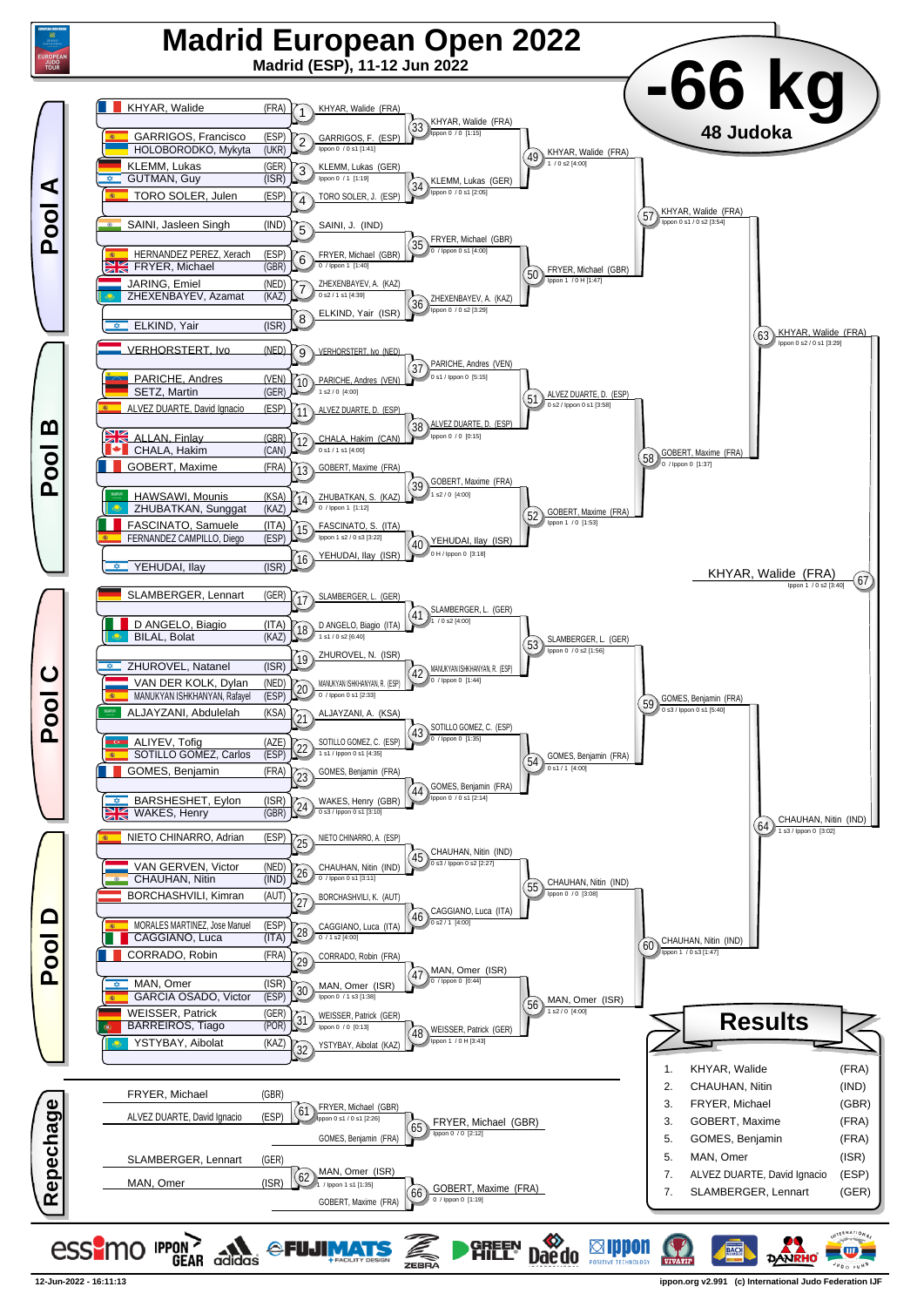# Madrid European Open 2022

**Madrid (ESP), 11-12 Jun 2022**

# -66 kg

**48 Judoka**

## Pool A

| Competitor | Country |
| --- | --- |
| KHYAR, Walide | (FRA) |
| GARRIGOS, Francisco | (ESP) |
| HOLOBORODKO, Mykyta | (UKR) |
| KLEMM, Lukas | (GER) |
| GUTMAN, Guy | (ISR) |
| TORO SOLER, Julen | (ESP) |
| SAINI, Jasleen Singh | (IND) |
| HERNANDEZ PEREZ, Xerach | (ESP) |
| FRYER, Michael | (GBR) |
| JARING, Emiel | (NED) |
| ZHEXENBAYEV, Azamat | (KAZ) |
| ELKIND, Yair | (ISR) |

- 1: KHYAR, Walide (FRA)
- 2: GARRIGOS, F. (ESP) — Ippon 0 / 0 s1 [1:41]
- 3: KLEMM, Lukas (GER) — Ippon 0 / 1 [1:19]
- 4: TORO SOLER, J. (ESP)
- 5: SAINI, J. (IND)
- 6: FRYER, Michael (GBR) — 0 / Ippon 1 [1:40]
- 7: ZHEXENBAYEV, A. (KAZ) — 0 s2 / 1 s1 [4:39]
- 8: ELKIND, Yair (ISR)
- 33: KHYAR, Walide (FRA) — Ippon 0 / 0 [1:15]
- 34: KLEMM, Lukas (GER) — Ippon 0 / 0 s1 [2:05]
- 35: FRYER, Michael (GBR) — 0 / Ippon 0 s1 [4:00]
- 36: ZHEXENBAYEV, A. (KAZ) — Ippon 0 / 0 s2 [3:29]
- 49: KHYAR, Walide (FRA) — 1 / 0 s2 [4:00]
- 50: FRYER, Michael (GBR) — Ippon 1 / 0 H [1:47]
- 57: KHYAR, Walide (FRA) — Ippon 0 s1 / 0 s2 [3:54]

## Pool B

| Competitor | Country |
| --- | --- |
| VERHORSTERT, Ivo | (NED) |
| PARICHE, Andres | (VEN) |
| SETZ, Martin | (GER) |
| ALVEZ DUARTE, David Ignacio | (ESP) |
| ALLAN, Finlay | (GBR) |
| CHALA, Hakim | (CAN) |
| GOBERT, Maxime | (FRA) |
| HAWSAWI, Mounis | (KSA) |
| ZHUBATKAN, Sunggat | (KAZ) |
| FASCINATO, Samuele | (ITA) |
| FERNANDEZ CAMPILLO, Diego | (ESP) |
| YEHUDAI, Ilay | (ISR) |

- 9: VERHORSTERT, Ivo (NED)
- 10: PARICHE, Andres (VEN) — 1 s2 / 0 [4:00]
- 11: ALVEZ DUARTE, D. (ESP)
- 12: CHALA, Hakim (CAN) — 0 s1 / 1 s1 [4:00]
- 13: GOBERT, Maxime (FRA)
- 14: ZHUBATKAN, S. (KAZ) — 0 / Ippon 1 [1:12]
- 15: FASCINATO, S. (ITA) — Ippon 1 s2 / 0 s3 [3:22]
- 16: YEHUDAI, Ilay (ISR)
- 37: PARICHE, Andres (VEN) — 0 s1 / Ippon 0 [5:15]
- 38: ALVEZ DUARTE, D. (ESP) — Ippon 0 / 0 [0:15]
- 39: GOBERT, Maxime (FRA) — 1 s2 / 0 [4:00]
- 40: YEHUDAI, Ilay (ISR) — 0 H / Ippon 0 [3:18]
- 51: ALVEZ DUARTE, D. (ESP) — 0 s2 / Ippon 0 s1 [3:58]
- 52: GOBERT, Maxime (FRA) — Ippon 1 / 0 [1:53]
- 58: GOBERT, Maxime (FRA) — 0 / Ippon 0 [1:37]
- 63: KHYAR, Walide (FRA) — Ippon 0 s2 / 0 s1 [3:29]

## Pool C

| Competitor | Country |
| --- | --- |
| SLAMBERGER, Lennart | (GER) |
| D ANGELO, Biagio | (ITA) |
| BILAL, Bolat | (KAZ) |
| ZHUROVEL, Natanel | (ISR) |
| VAN DER KOLK, Dylan | (NED) |
| MANUKYAN ISHKHANYAN, Rafayel | (ESP) |
| ALJAYZANI, Abdulelah | (KSA) |
| ALIYEV, Tofig | (AZE) |
| SOTILLO GOMEZ, Carlos | (ESP) |
| GOMES, Benjamin | (FRA) |
| BARSHESHET, Eylon | (ISR) |
| WAKES, Henry | (GBR) |

- 17: SLAMBERGER, L. (GER)
- 18: D ANGELO, Biagio (ITA) — 1 s1 / 0 s2 [6:40]
- 19: ZHUROVEL, N. (ISR)
- 20: MANUKYAN ISHKHANYAN, R. (ESP) — 0 / Ippon 0 s1 [2:33]
- 21: ALJAYZANI, A. (KSA)
- 22: SOTILLO GOMEZ, C. (ESP) — 1 s1 / Ippon 0 s1 [4:35]
- 23: GOMES, Benjamin (FRA)
- 24: WAKES, Henry (GBR) — 0 s3 / Ippon 0 s1 [3:10]
- 41: SLAMBERGER, L. (GER) — 1 / 0 s2 [4:00]
- 42: MANUKYAN ISHKHANYAN, R. (ESP) — 0 / Ippon 0 [1:44]
- 43: SOTILLO GOMEZ, C. (ESP) — 0 / Ippon 0 [1:35]
- 44: GOMES, Benjamin (FRA) — Ippon 0 / 0 s1 [2:14]
- 53: SLAMBERGER, L. (GER) — Ippon 0 / 0 s2 [1:56]
- 54: GOMES, Benjamin (FRA) — 0 s1 / 1 [4:00]
- 59: GOMES, Benjamin (FRA) — 0 s3 / Ippon 0 s1 [5:40]

## Pool D

| Competitor | Country |
| --- | --- |
| NIETO CHINARRO, Adrian | (ESP) |
| VAN GERVEN, Victor | (NED) |
| CHAUHAN, Nitin | (IND) |
| BORCHASHVILI, Kimran | (AUT) |
| MORALES MARTINEZ, Jose Manuel | (ESP) |
| CAGGIANO, Luca | (ITA) |
| CORRADO, Robin | (FRA) |
| MAN, Omer | (ISR) |
| GARCIA OSADO, Victor | (ESP) |
| WEISSER, Patrick | (GER) |
| BARREIROS, Tiago | (POR) |
| YSTYBAY, Aibolat | (KAZ) |

- 25: NIETO CHINARRO, A. (ESP)
- 26: CHAUHAN, Nitin (IND) — 0 / Ippon 0 s1 [3:11]
- 27: BORCHASHVILI, K. (AUT)
- 28: CAGGIANO, Luca (ITA) — 0 / 1 s2 [4:00]
- 29: CORRADO, Robin (FRA)
- 30: MAN, Omer (ISR) — Ippon 0 / 1 s3 [1:38]
- 31: WEISSER, Patrick (GER) — Ippon 0 / 0 [0:13]
- 32: YSTYBAY, Aibolat (KAZ)
- 45: CHAUHAN, Nitin (IND) — 0 s3 / Ippon 0 s2 [2:27]
- 46: CAGGIANO, Luca (ITA) — 0 s2 / 1 [4:00]
- 47: MAN, Omer (ISR) — 0 / Ippon 0 [0:44]
- 48: WEISSER, Patrick (GER) — Ippon 1 / 0 H [3:43]
- 55: CHAUHAN, Nitin (IND) — Ippon 0 / 0 [3:08]
- 56: MAN, Omer (ISR) — 1 s2 / 0 [4:00]
- 60: CHAUHAN, Nitin (IND) — Ippon 1 / 0 s3 [1:47]
- 64: CHAUHAN, Nitin (IND) — 1 s3 / Ippon 0 [3:02]

## Final

- 67: KHYAR, Walide (FRA) — Ippon 1 / 0 s2 [3:40]

## Repechage

| Competitor | Country |
| --- | --- |
| FRYER, Michael | (GBR) |
| ALVEZ DUARTE, David Ignacio | (ESP) |
| SLAMBERGER, Lennart | (GER) |
| MAN, Omer | (ISR) |

- 61: FRYER, Michael (GBR) — Ippon 0 s1 / 0 s1 [2:26]
- 62: MAN, Omer (ISR) — 1 / Ippon 1 s1 [1:35]
- 65: FRYER, Michael (GBR) vs GOMES, Benjamin (FRA) — Ippon 0 / 0 [2:12]
- 66: GOBERT, Maxime (FRA) vs MAN, Omer (ISR) — 0 / Ippon 0 [1:19]

## Results

| Place | Name | Country |
| --- | --- | --- |
| 1. | KHYAR, Walide | (FRA) |
| 2. | CHAUHAN, Nitin | (IND) |
| 3. | FRYER, Michael | (GBR) |
| 3. | GOBERT, Maxime | (FRA) |
| 5. | GOMES, Benjamin | (FRA) |
| 5. | MAN, Omer | (ISR) |
| 7. | ALVEZ DUARTE, David Ignacio | (ESP) |
| 7. | SLAMBERGER, Lennart | (GER) |

12-Jun-2022 - 16:11:13

ippon.org v2.991 (c) International Judo Federation IJF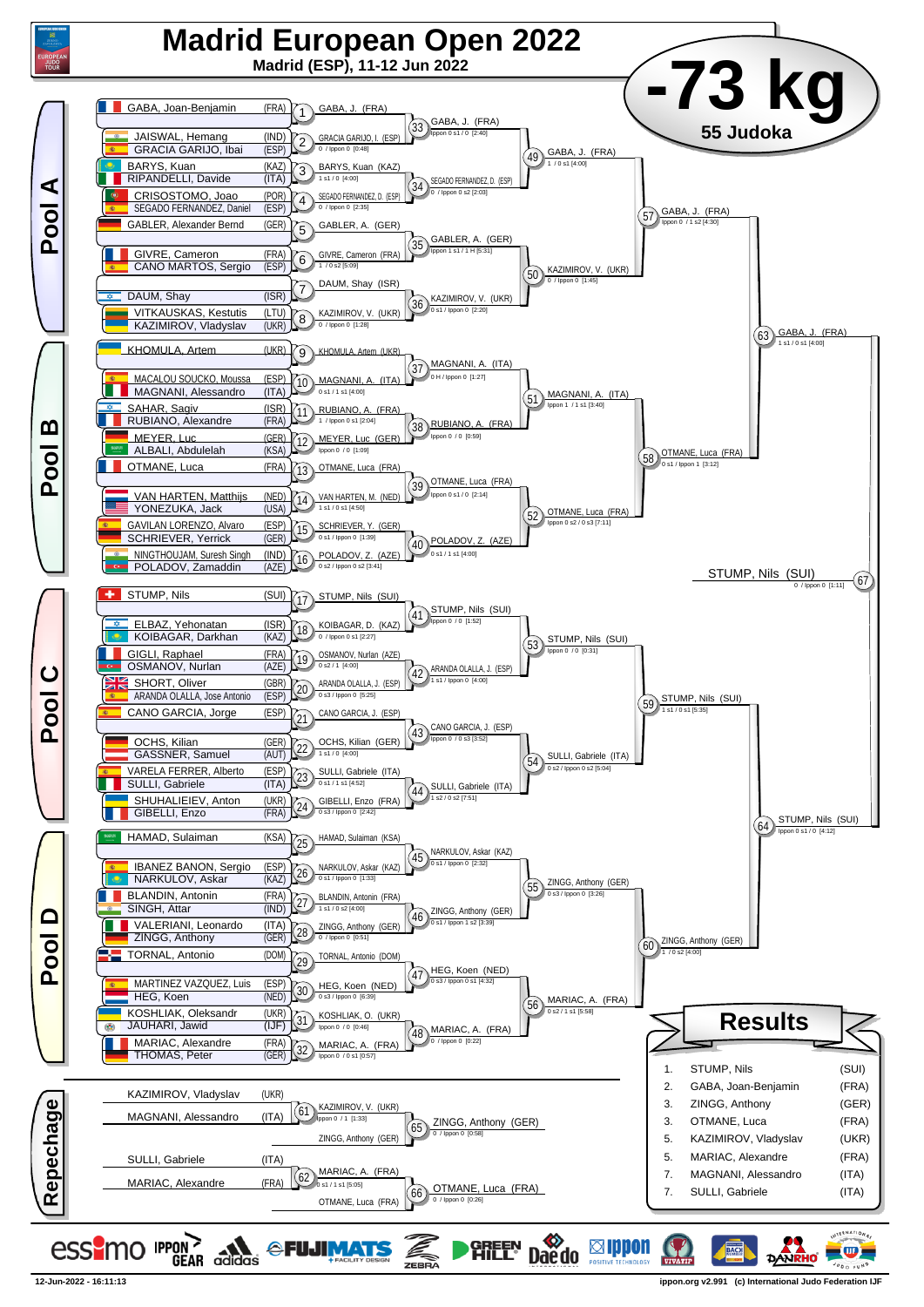# Madrid European Open 2022

Madrid (ESP), 11-12 Jun 2022

# -73 kg

55 Judoka

## Pool A

| # | Competitors | Winner | Score |
|---|---|---|---|
| 1 | GABA, Joan-Benjamin (FRA) | GABA, J. (FRA) | |
| 2 | JAISWAL, Hemang (IND) / GRACIA GARIJO, Ibai (ESP) | GRACIA GARIJO, I. (ESP) | 0 / Ippon 0 [0:48] |
| 3 | BARYS, Kuan (KAZ) / RIPANDELLI, Davide (ITA) | BARYS, Kuan (KAZ) | 1 s1 / 0 [4:00] |
| 4 | CRISOSTOMO, Joao (POR) / SEGADO FERNANDEZ, Daniel (ESP) | SEGADO FERNANDEZ, D. (ESP) | 0 / Ippon 0 [2:35] |
| 5 | GABLER, Alexander Bernd (GER) | GABLER, A. (GER) | |
| 6 | GIVRE, Cameron (FRA) / CANO MARTOS, Sergio (ESP) | GIVRE, Cameron (FRA) | 1 / 0 s2 [5:09] |
| 7 | DAUM, Shay (ISR) | DAUM, Shay (ISR) | |
| 8 | VITKAUSKAS, Kestutis (LTU) / KAZIMIROV, Vladyslav (UKR) | KAZIMIROV, V. (UKR) | 0 / Ippon 0 [1:28] |
| 33 | | GABA, J. (FRA) | Ippon 0 s1 / 0 [2:40] |
| 34 | | SEGADO FERNANDEZ, D. (ESP) | 0 / Ippon 0 s2 [2:03] |
| 35 | | GABLER, A. (GER) | Ippon 1 s1 / 1 H [5:31] |
| 36 | | KAZIMIROV, V. (UKR) | 0 s1 / Ippon 0 [2:20] |
| 49 | | GABA, J. (FRA) | 1 / 0 s1 [4:00] |
| 50 | | KAZIMIROV, V. (UKR) | 0 / Ippon 0 [1:45] |
| 57 | | GABA, J. (FRA) | Ippon 0 / 1 s2 [4:30] |

## Pool B

| # | Competitors | Winner | Score |
|---|---|---|---|
| 9 | KHOMULA, Artem (UKR) | KHOMULA, Artem (UKR) | |
| 10 | MACALOU SOUCKO, Moussa (ESP) / MAGNANI, Alessandro (ITA) | MAGNANI, A. (ITA) | 0 s1 / 1 s1 [4:00] |
| 11 | SAHAR, Sagiv (ISR) / RUBIANO, Alexandre (FRA) | RUBIANO, A. (FRA) | 1 / Ippon 0 s1 [2:04] |
| 12 | MEYER, Luc (GER) / ALBALI, Abdulelah (KSA) | MEYER, Luc (GER) | Ippon 0 / 0 [1:09] |
| 13 | OTMANE, Luca (FRA) | OTMANE, Luca (FRA) | |
| 14 | VAN HARTEN, Matthijs (NED) / YONEZUKA, Jack (USA) | VAN HARTEN, M. (NED) | 1 s1 / 0 s1 [4:50] |
| 15 | GAVILAN LORENZO, Alvaro (ESP) / SCHRIEVER, Yerrick (GER) | SCHRIEVER, Y. (GER) | 0 s1 / Ippon 0 [1:39] |
| 16 | NINGTHOUJAM, Suresh Singh (IND) / POLADOV, Zamaddin (AZE) | POLADOV, Z. (AZE) | 0 s2 / Ippon 0 s2 [3:41] |
| 37 | | MAGNANI, A. (ITA) | 0 H / Ippon 0 [1:27] |
| 38 | | RUBIANO, A. (FRA) | Ippon 0 / 0 [0:59] |
| 39 | | OTMANE, Luca (FRA) | Ippon 0 s1 / 0 [2:14] |
| 40 | | POLADOV, Z. (AZE) | 0 s1 / 1 s1 [4:00] |
| 51 | | MAGNANI, A. (ITA) | Ippon 1 / 1 s1 [3:40] |
| 52 | | OTMANE, Luca (FRA) | Ippon 0 s2 / 0 s3 [7:11] |
| 58 | | OTMANE, Luca (FRA) | 0 s1 / Ippon 1 [3:12] |
| 63 | | GABA, J. (FRA) | 1 s1 / 0 s1 [4:00] |

## Pool C

| # | Competitors | Winner | Score |
|---|---|---|---|
| 17 | STUMP, Nils (SUI) | STUMP, Nils (SUI) | |
| 18 | ELBAZ, Yehonatan (ISR) / KOIBAGAR, Darkhan (KAZ) | KOIBAGAR, D. (KAZ) | 0 / Ippon 0 s1 [2:27] |
| 19 | GIGLI, Raphael (FRA) / OSMANOV, Nurlan (AZE) | OSMANOV, Nurlan (AZE) | 0 s2 / 1 [4:00] |
| 20 | SHORT, Oliver (GBR) / ARANDA OLALLA, Jose Antonio (ESP) | ARANDA OLALLA, J. (ESP) | 0 s3 / Ippon 0 [5:25] |
| 21 | CANO GARCIA, Jorge (ESP) | CANO GARCIA, J. (ESP) | |
| 22 | OCHS, Kilian (GER) / GASSNER, Samuel (AUT) | OCHS, Kilian (GER) | 1 s1 / 0 [4:00] |
| 23 | VARELA FERRER, Alberto (ESP) / SULLI, Gabriele (ITA) | SULLI, Gabriele (ITA) | 0 s1 / 1 s1 [4:52] |
| 24 | SHUHALIEIEV, Anton (UKR) / GIBELLI, Enzo (FRA) | GIBELLI, Enzo (FRA) | 0 s3 / Ippon 0 [2:42] |
| 41 | | STUMP, Nils (SUI) | Ippon 0 / 0 [1:52] |
| 42 | | ARANDA OLALLA, J. (ESP) | 1 s1 / Ippon 0 [4:00] |
| 43 | | CANO GARCIA, J. (ESP) | Ippon 0 / 0 s3 [3:52] |
| 44 | | SULLI, Gabriele (ITA) | 1 s2 / 0 s2 [7:51] |
| 53 | | STUMP, Nils (SUI) | Ippon 0 / 0 [0:31] |
| 54 | | SULLI, Gabriele (ITA) | 0 s2 / Ippon 0 s2 [5:04] |
| 59 | | STUMP, Nils (SUI) | 1 s1 / 0 s1 [5:35] |

## Pool D

| # | Competitors | Winner | Score |
|---|---|---|---|
| 25 | HAMAD, Sulaiman (KSA) | HAMAD, Sulaiman (KSA) | |
| 26 | IBANEZ BANON, Sergio (ESP) / NARKULOV, Askar (KAZ) | NARKULOV, Askar (KAZ) | 0 s1 / Ippon 0 [1:33] |
| 27 | BLANDIN, Antonin (FRA) / SINGH, Attar (IND) | BLANDIN, Antonin (FRA) | 1 s1 / 0 s2 [4:00] |
| 28 | VALERIANI, Leonardo (ITA) / ZINGG, Anthony (GER) | ZINGG, Anthony (GER) | 0 / Ippon 0 [0:51] |
| 29 | TORNAL, Antonio (DOM) | TORNAL, Antonio (DOM) | |
| 30 | MARTINEZ VAZQUEZ, Luis (ESP) / HEG, Koen (NED) | HEG, Koen (NED) | 0 s3 / Ippon 0 [6:39] |
| 31 | KOSHLIAK, Oleksandr (UKR) / JAUHARI, Jawid (IJF) | KOSHLIAK, O. (UKR) | Ippon 0 / 0 [0:46] |
| 32 | MARIAC, Alexandre (FRA) / THOMAS, Peter (GER) | MARIAC, A. (FRA) | Ippon 0 / 0 s1 [0:57] |
| 45 | | NARKULOV, Askar (KAZ) | 0 s1 / Ippon 0 [2:32] |
| 46 | | ZINGG, Anthony (GER) | 0 s1 / Ippon 1 s2 [3:39] |
| 47 | | HEG, Koen (NED) | 0 s3 / Ippon 0 s1 [4:32] |
| 48 | | MARIAC, A. (FRA) | 0 / Ippon 0 [0:22] |
| 55 | | ZINGG, Anthony (GER) | 0 s3 / Ippon 0 [3:26] |
| 56 | | MARIAC, A. (FRA) | 0 s2 / 1 s1 [5:58] |
| 60 | | ZINGG, Anthony (GER) | 1 / 0 s2 [4:00] |
| 64 | | STUMP, Nils (SUI) | Ippon 0 s1 / 0 [4:12] |

**Final (67):** STUMP, Nils (SUI) — 0 / Ippon 0 [1:11]

## Repechage

| # | Competitors | Winner | Score |
|---|---|---|---|
| 61 | KAZIMIROV, Vladyslav (UKR) / MAGNANI, Alessandro (ITA) | KAZIMIROV, V. (UKR) | Ippon 0 / 1 [1:33] |
| 65 | KAZIMIROV, V. (UKR) / ZINGG, Anthony (GER) | ZINGG, Anthony (GER) | 0 / Ippon 0 [0:58] |
| 62 | SULLI, Gabriele (ITA) / MARIAC, Alexandre (FRA) | MARIAC, A. (FRA) | 0 s1 / 1 s1 [5:05] |
| 66 | MARIAC, A. (FRA) / OTMANE, Luca (FRA) | OTMANE, Luca (FRA) | 0 / Ippon 0 [0:26] |

## Results

| Place | Name | Country |
|---|---|---|
| 1. | STUMP, Nils | (SUI) |
| 2. | GABA, Joan-Benjamin | (FRA) |
| 3. | ZINGG, Anthony | (GER) |
| 3. | OTMANE, Luca | (FRA) |
| 5. | KAZIMIROV, Vladyslav | (UKR) |
| 5. | MARIAC, Alexandre | (FRA) |
| 7. | MAGNANI, Alessandro | (ITA) |
| 7. | SULLI, Gabriele | (ITA) |

12-Jun-2022 - 16:11:13 — ippon.org v2.991 (c) International Judo Federation IJF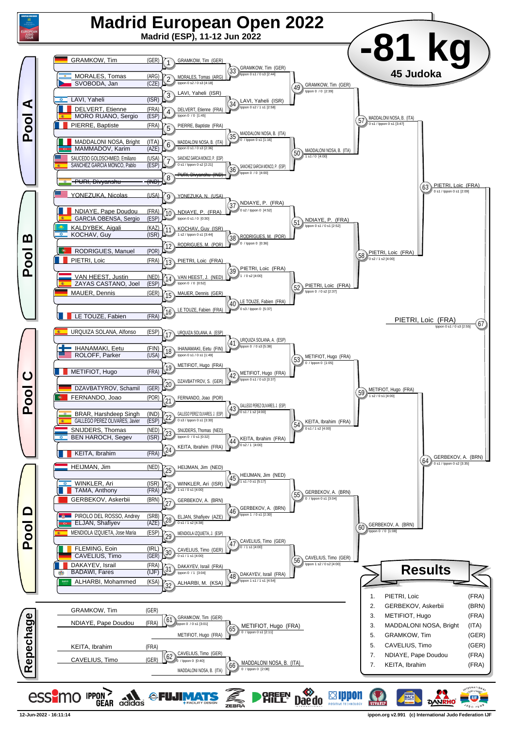# Madrid European Open 2022

Madrid (ESP), 11-12 Jun 2022

# -81 kg

**45 Judoka**

## Pool A

| Athlete | Nation |
|---|---|
| GRAMKOW, Tim | (GER) |
| MORALES, Tomas | (ARG) |
| SVOBODA, Jan | (CZE) |
| LAVI, Yaheli | (ISR) |
| DELVERT, Etienne | (FRA) |
| MORO RUANO, Sergio | (ESP) |
| PIERRE, Baptiste | (FRA) |
| MADDALONI NOSA, Bright | (ITA) |
| MAMMADOV, Karim | (AZE) |
| SAUCEDO GOLDSCHMIED, Emiliano | (USA) |
| SANCHEZ GARCIA MONCO, Pablo | (ESP) |
| PURI, Divyanshu | (IND) |

- 1: GRAMKOW, Tim (GER)
- 2: MORALES, Tomas (ARG) — Ippon 0 s2 / 0 s3 [4:18]
- 3: LAVI, Yaheli (ISR)
- 4: DELVERT, Etienne (FRA) — Ippon 0 / 0 [1:45]
- 5: PIERRE, Baptiste (FRA)
- 6: MADDALONI NOSA, B. (ITA) — Ippon 0 s1 / 0 s3 [2:36]
- 7: SANCHEZ GARCIA MONCO, P. (ESP) — 0 s1 / Ippon 0 s2 [2:21]
- 8: PURI, Divyanshu (IND)
- 33: GRAMKOW, Tim (GER) — Ippon 0 s1 / 0 s3 [2:44]
- 34: LAVI, Yaheli (ISR) — Ippon 0 s2 / 1 s1 [2:58]
- 35: MADDALONI NOSA, B. (ITA) — 0 / Ippon 0 s1 [1:16]
- 36: SANCHEZ GARCIA MONCO, P. (ESP) — Ippon 0 / 0 [4:00]
- 49: GRAMKOW, Tim (GER) — Ippon 0 / 0 [2:39]
- 50: MADDALONI NOSA, B. (ITA) — 1 s1 / 0 [4:00]
- 57: MADDALONI NOSA, B. (ITA) — 0 s1 / Ippon 0 s1 [3:47]

## Pool B

| Athlete | Nation |
|---|---|
| YONEZUKA, Nicolas | (USA) |
| NDIAYE, Pape Doudou | (FRA) |
| GARCIA OBENSA, Sergio | (ESP) |
| KALDYBEK, Aigali | (KAZ) |
| KOCHAV, Guy | (ISR) |
| RODRIGUES, Manuel | (POR) |
| PIETRI, Loic | (FRA) |
| VAN HEEST, Justin | (NED) |
| ZAYAS CASTANO, Joel | (ESP) |
| MAUER, Dennis | (GER) |
| LE TOUZE, Fabien | (FRA) |

- 9: YONEZUKA, N. (USA)
- 10: NDIAYE, P. (FRA) — Ippon s1 / 0 [0:30]
- 11: KOCHAV, Guy (ISR) — 1 s2 / Ippon 0 s1 [3:44]
- 12: RODRIGUES, M. (POR)
- 13: PIETRI, Loic (FRA)
- 14: VAN HEEST, J. (NED) — Ippon 0 / 0 [0:52]
- 15: MAUER, Dennis (GER)
- 16: LE TOUZE, Fabien (FRA)
- 37: NDIAYE, P. (FRA) — 0 s2 / Ippon 0 [4:52]
- 38: RODRIGUES, M. (POR) — 0 / Ippon 0 [0:36]
- 39: PIETRI, Loic (FRA) — 1 / 0 s2 [4:00]
- 40: LE TOUZE, Fabien (FRA) — 0 s3 / Ippon 0 [5:37]
- 51: NDIAYE, P. (FRA) — Ippon 0 s1 / 0 s1 [2:52]
- 52: PIETRI, Loic (FRA) — Ippon 0 / 0 s2 [2:37]
- 58: PIETRI, Loic (FRA) — 0 s2 / 1 s2 [4:00]

## Pool C

| Athlete | Nation |
|---|---|
| URQUIZA SOLANA, Alfonso | (ESP) |
| IHANAMAKI, Eetu | (FIN) |
| ROLOFF, Parker | (USA) |
| METIFIOT, Hugo | (FRA) |
| DZAVBATYROV, Schamil | (GER) |
| FERNANDO, Joao | (POR) |
| BRAR, Harshdeep Singh | (IND) |
| GALLEGO PEREZ OLIVARES, Javier | (ESP) |
| SNIJDERS, Thomas | (NED) |
| BEN HAROCH, Segev | (ISR) |
| KEITA, Ibrahim | (FRA) |

- 17: URQUIZA SOLANA, A. (ESP)
- 18: IHANAMAKI, Eetu (FIN) — Ippon 0 s1 / 0 s1 [1:49]
- 19: METIFIOT, Hugo (FRA)
- 20: DZAVBATYROV, S. (GER)
- 21: FERNANDO, Joao (POR)
- 22: GALLEGO PEREZ OLIVARES, J. (ESP) — 0 s3 / Ippon 0 s1 [3:30]
- 23: SNIJDERS, Thomas (NED) — Ippon 0 / 0 s1 [0:32]
- 24: KEITA, Ibrahim (FRA)
- 41: URQUIZA SOLANA, A. (ESP) — Ippon 0 / 0 s3 [5:38]
- 42: METIFIOT, Hugo (FRA) — Ippon 0 s1 / 0 s3 [3:37]
- 43: GALLEGO PEREZ OLIVARES, J. (ESP) — 0 s1 / 1 s2 [4:00]
- 44: KEITA, Ibrahim (FRA) — 0 s2 / 1 [4:00]
- 53: METIFIOT, Hugo (FRA) — 0 / Ippon 0 [1:05]
- 54: KEITA, Ibrahim (FRA) — 0 s1 / 1 s2 [4:00]
- 59: METIFIOT, Hugo (FRA) — 1 s2 / 0 s1 [4:00]

## Pool D

| Athlete | Nation |
|---|---|
| HEIJMAN, Jim | (NED) |
| WINKLER, Ari | (ISR) |
| TAMA, Anthony | (FRA) |
| GERBEKOV, Askerbii | (BRN) |
| PIROLO DEL ROSSO, Andrey | (SRB) |
| ELJAN, Shafiyev | (AZE) |
| MENDIOLA IZQUIETA, Jose Maria | (ESP) |
| FLEMING, Eoin | (IRL) |
| CAVELIUS, Timo | (GER) |
| DAKAYEV, Israil | (FRA) |
| BADAWI, Fares | (IJF) |
| ALHARBI, Mohammed | (KSA) |

- 25: HEIJMAN, Jim (NED)
- 26: WINKLER, Ari (ISR) — 1 s1 / 0 s1 [4:00]
- 27: GERBEKOV, A. (BRN)
- 28: ELJAN, Shafiyev (AZE) — 0 s1 / 1 s2 [4:38]
- 29: MENDIOLA IZQUIETA, J. (ESP)
- 30: CAVELIUS, Timo (GER) — 0 s1 / 1 s1 [4:00]
- 31: DAKAYEV, Israil (FRA) — Ippon 0 / 1 [3:04]
- 32: ALHARBI, M. (KSA)
- 45: HEIJMAN, Jim (NED) — 1 s1 / 0 s1 [5:17]
- 46: GERBEKOV, A. (BRN) — Ippon 1 / 0 s1 [2:30]
- 47: CAVELIUS, Timo (GER) — 0 / 1 s1 [4:00]
- 48: DAKAYEV, Israil (FRA) — Ippon 1 s1 / 1 s1 [4:54]
- 55: GERBEKOV, A. (BRN) — 0 / Ippon 0 s1 [3:04]
- 56: CAVELIUS, Timo (GER) — Ippon 1 s2 / 0 s2 [4:00]
- 60: GERBEKOV, A. (BRN) — Ippon 0 / 0 [1:08]

## Semi-finals and Final

- 63: PIETRI, Loic (FRA) — 0 s1 / Ippon 0 s1 [2:09]
- 64: GERBEKOV, A. (BRN) — 0 s1 / Ippon 0 s2 [3:35]
- 67: PIETRI, Loic (FRA) — Ippon 0 s1 / 0 s3 [2:55]

## Repechage

| Athlete | Nation |
|---|---|
| GRAMKOW, Tim | (GER) |
| NDIAYE, Pape Doudou | (FRA) |
| KEITA, Ibrahim | (FRA) |
| CAVELIUS, Timo | (GER) |

- 61: GRAMKOW, Tim (GER) — Ippon 0 / 0 s1 [3:01]
- 62: CAVELIUS, Timo (GER) — 0 / Ippon 0 [0:40]
- 65: METIFIOT, Hugo (FRA) — 0 / Ippon 0 s1 [2:11] (vs. GRAMKOW, Tim (GER); METIFIOT, Hugo (FRA))
- 66: MADDALONI NOSA, B. (ITA) — 0 / Ippon 0 [2:08] (vs. CAVELIUS, Timo (GER); MADDALONI NOSA, B. (ITA))

## Results

| Rank | Athlete | Nation |
|---|---|---|
| 1. | PIETRI, Loic | (FRA) |
| 2. | GERBEKOV, Askerbii | (BRN) |
| 3. | METIFIOT, Hugo | (FRA) |
| 3. | MADDALONI NOSA, Bright | (ITA) |
| 5. | GRAMKOW, Tim | (GER) |
| 5. | CAVELIUS, Timo | (GER) |
| 7. | NDIAYE, Pape Doudou | (FRA) |
| 7. | KEITA, Ibrahim | (FRA) |

12-Jun-2022 - 16:11:14

ippon.org v2.991 (c) International Judo Federation IJF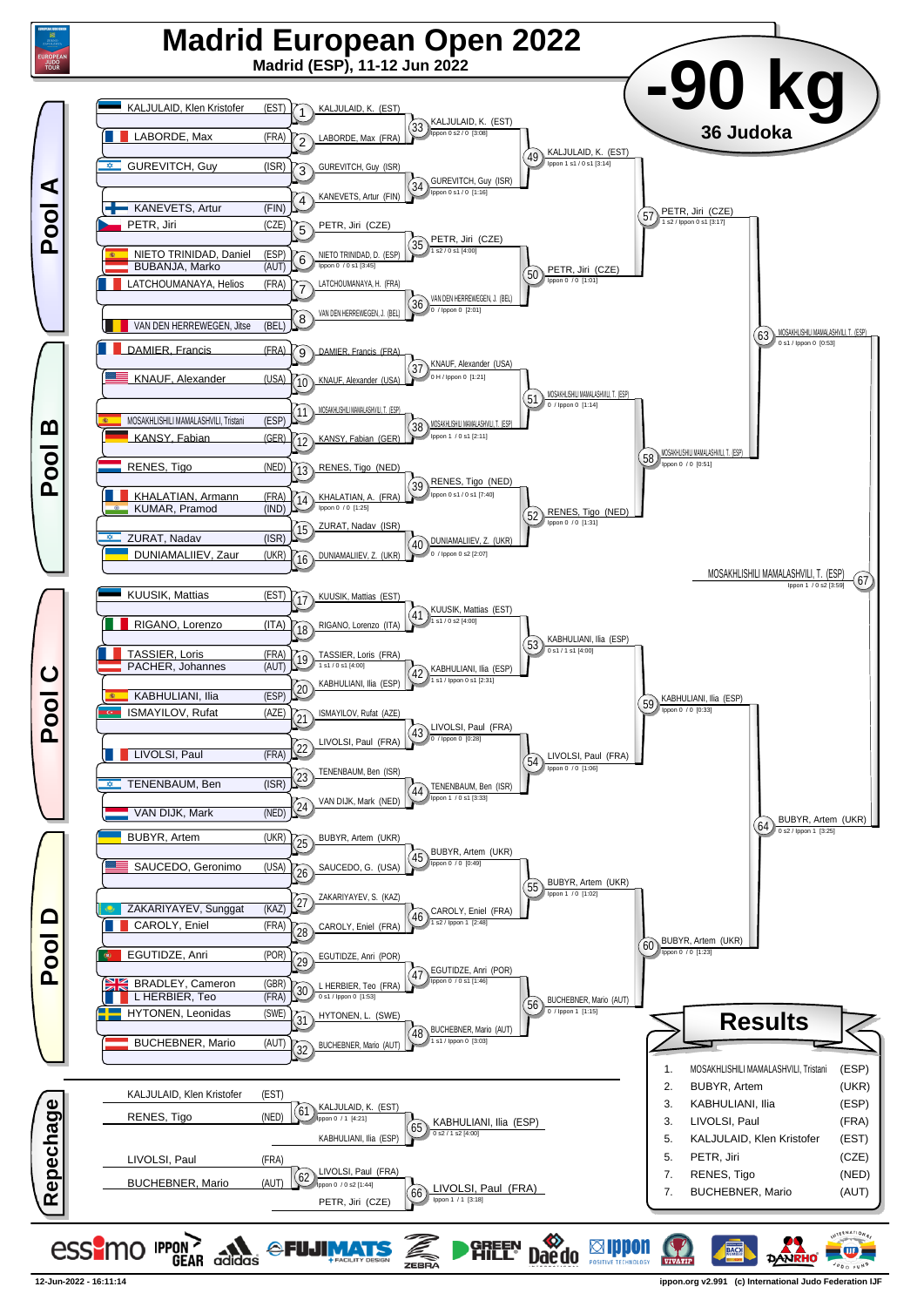# Madrid European Open 2022

**Madrid (ESP), 11-12 Jun 2022**

# -90 kg

**36 Judoka**

## Pool A

| Athlete | Country |
|---|---|
| KALJULAID, Klen Kristofer | (EST) |
| LABORDE, Max | (FRA) |
| GUREVITCH, Guy | (ISR) |
| KANEVETS, Artur | (FIN) |
| PETR, Jiri | (CZE) |
| NIETO TRINIDAD, Daniel | (ESP) |
| BUBANJA, Marko | (AUT) |
| LATCHOUMANAYA, Helios | (FRA) |
| VAN DEN HERREWEGEN, Jitse | (BEL) |

- 1: KALJULAID, K. (EST)
- 2: LABORDE, Max (FRA)
- 3: GUREVITCH, Guy (ISR)
- 4: KANEVETS, Artur (FIN)
- 5: PETR, Jiri (CZE)
- 6: NIETO TRINIDAD, D. (ESP) — Ippon 0 / 0 s1 [3:45]
- 7: LATCHOUMANAYA, H. (FRA)
- 8: VAN DEN HERREWEGEN, J. (BEL)
- 33: KALJULAID, K. (EST) — Ippon 0 s2 / 0 [3:08]
- 34: GUREVITCH, Guy (ISR) — Ippon 0 s1 / 0 [1:16]
- 35: PETR, Jiri (CZE) — 1 s2 / 0 s1 [4:00]
- 36: VAN DEN HERREWEGEN, J. (BEL) — 0 / Ippon 0 [2:01]
- 49: KALJULAID, K. (EST) — Ippon 1 s1 / 0 s1 [3:14]
- 50: PETR, Jiri (CZE) — Ippon 0 / 0 [1:01]
- 57: PETR, Jiri (CZE) — 1 s2 / Ippon 0 s1 [3:17]

## Pool B

| Athlete | Country |
|---|---|
| DAMIER, Francis | (FRA) |
| KNAUF, Alexander | (USA) |
| MOSAKHLISHILI MAMALASHVILI, Tristani | (ESP) |
| KANSY, Fabian | (GER) |
| RENES, Tigo | (NED) |
| KHALATIAN, Armann | (FRA) |
| KUMAR, Pramod | (IND) |
| ZURAT, Nadav | (ISR) |
| DUNIAMALIIEV, Zaur | (UKR) |

- 9: DAMIER, Francis (FRA)
- 10: KNAUF, Alexander (USA)
- 11: MOSAKHLISHILI MAMALASHVILI, T. (ESP)
- 12: KANSY, Fabian (GER)
- 13: RENES, Tigo (NED)
- 14: KHALATIAN, A. (FRA) — Ippon 0 / 0 [1:25]
- 15: ZURAT, Nadav (ISR)
- 16: DUNIAMALIIEV, Z. (UKR)
- 37: KNAUF, Alexander (USA) — 0 H / Ippon 0 [1:21]
- 38: MOSAKHLISHILI MAMALASHVILI, T. (ESP) — Ippon 1 / 0 s1 [2:11]
- 39: RENES, Tigo (NED) — Ippon 0 s1 / 0 s1 [7:40]
- 40: DUNIAMALIIEV, Z. (UKR) — 0 / Ippon 0 s2 [2:07]
- 51: MOSAKHLISHILI MAMALASHVILI, T. (ESP) — 0 / Ippon 0 [1:14]
- 52: RENES, Tigo (NED) — Ippon 0 / 0 [1:31]
- 58: MOSAKHLISHILI MAMALASHVILI, T. (ESP) — Ippon 0 / 0 [0:51]
- 63: MOSAKHLISHILI MAMALASHVILI, T. (ESP) — 0 s1 / Ippon 0 [0:53]

## Pool C

| Athlete | Country |
|---|---|
| KUUSIK, Mattias | (EST) |
| RIGANO, Lorenzo | (ITA) |
| TASSIER, Loris | (FRA) |
| PACHER, Johannes | (AUT) |
| KABHULIANI, Ilia | (ESP) |
| ISMAYILOV, Rufat | (AZE) |
| LIVOLSI, Paul | (FRA) |
| TENENBAUM, Ben | (ISR) |
| VAN DIJK, Mark | (NED) |

- 17: KUUSIK, Mattias (EST)
- 18: RIGANO, Lorenzo (ITA)
- 19: TASSIER, Loris (FRA) — 1 s1 / 0 s1 [4:00]
- 20: KABHULIANI, Ilia (ESP)
- 21: ISMAYILOV, Rufat (AZE)
- 22: LIVOLSI, Paul (FRA)
- 23: TENENBAUM, Ben (ISR)
- 24: VAN DIJK, Mark (NED)
- 41: KUUSIK, Mattias (EST) — 1 s1 / 0 s2 [4:00]
- 42: KABHULIANI, Ilia (ESP) — 1 s1 / Ippon 0 s1 [2:31]
- 43: LIVOLSI, Paul (FRA) — 0 / Ippon 0 [0:28]
- 44: TENENBAUM, Ben (ISR) — Ippon 1 / 0 s1 [3:33]
- 53: KABHULIANI, Ilia (ESP) — 0 s1 / 1 s1 [4:00]
- 54: LIVOLSI, Paul (FRA) — Ippon 0 / 0 [1:06]
- 59: KABHULIANI, Ilia (ESP) — Ippon 0 / 0 [0:33]

## Pool D

| Athlete | Country |
|---|---|
| BUBYR, Artem | (UKR) |
| SAUCEDO, Geronimo | (USA) |
| ZAKARIYAYEV, Sunggat | (KAZ) |
| CAROLY, Eniel | (FRA) |
| EGUTIDZE, Anri | (POR) |
| BRADLEY, Cameron | (GBR) |
| L HERBIER, Teo | (FRA) |
| HYTONEN, Leonidas | (SWE) |
| BUCHEBNER, Mario | (AUT) |

- 25: BUBYR, Artem (UKR)
- 26: SAUCEDO, G. (USA)
- 27: ZAKARIYAYEV, S. (KAZ)
- 28: CAROLY, Eniel (FRA)
- 29: EGUTIDZE, Anri (POR)
- 30: L HERBIER, Teo (FRA) — 0 s1 / Ippon 0 [1:53]
- 31: HYTONEN, L. (SWE)
- 32: BUCHEBNER, Mario (AUT)
- 45: BUBYR, Artem (UKR) — Ippon 0 / 0 [0:49]
- 46: CAROLY, Eniel (FRA) — 1 s2 / Ippon 1 [2:48]
- 47: EGUTIDZE, Anri (POR) — Ippon 0 / 0 s1 [1:46]
- 48: BUCHEBNER, Mario (AUT) — 1 s1 / Ippon 0 [3:03]
- 55: BUBYR, Artem (UKR) — Ippon 1 / 0 [1:02]
- 56: BUCHEBNER, Mario (AUT) — 0 / Ippon 1 [1:15]
- 60: BUBYR, Artem (UKR) — Ippon 0 / 0 [1:23]
- 64: BUBYR, Artem (UKR) — 0 s2 / Ippon 1 [3:25]

## Final

- 67: MOSAKHLISHILI MAMALASHVILI, T. (ESP) — Ippon 1 / 0 s2 [3:59]

## Repechage

- 61: KALJULAID, Klen Kristofer (EST) vs RENES, Tigo (NED) — KALJULAID, K. (EST) — Ippon 0 / 1 [4:21]
- 65: KALJULAID, K. (EST) vs KABHULIANI, Ilia (ESP) — KABHULIANI, Ilia (ESP) — 0 s2 / 1 s2 [4:00]
- 62: LIVOLSI, Paul (FRA) vs BUCHEBNER, Mario (AUT) — LIVOLSI, Paul (FRA) — Ippon 0 / 0 s2 [1:44]
- 66: LIVOLSI, Paul (FRA) vs PETR, Jiri (CZE) — LIVOLSI, Paul (FRA) — Ippon 1 / 1 [3:18]

## Results

| Place | Name | Country |
|---|---|---|
| 1. | MOSAKHLISHILI MAMALASHVILI, Tristani | (ESP) |
| 2. | BUBYR, Artem | (UKR) |
| 3. | KABHULIANI, Ilia | (ESP) |
| 3. | LIVOLSI, Paul | (FRA) |
| 5. | KALJULAID, Klen Kristofer | (EST) |
| 5. | PETR, Jiri | (CZE) |
| 7. | RENES, Tigo | (NED) |
| 7. | BUCHEBNER, Mario | (AUT) |

12-Jun-2022 - 16:11:14

ippon.org v2.991 (c) International Judo Federation IJF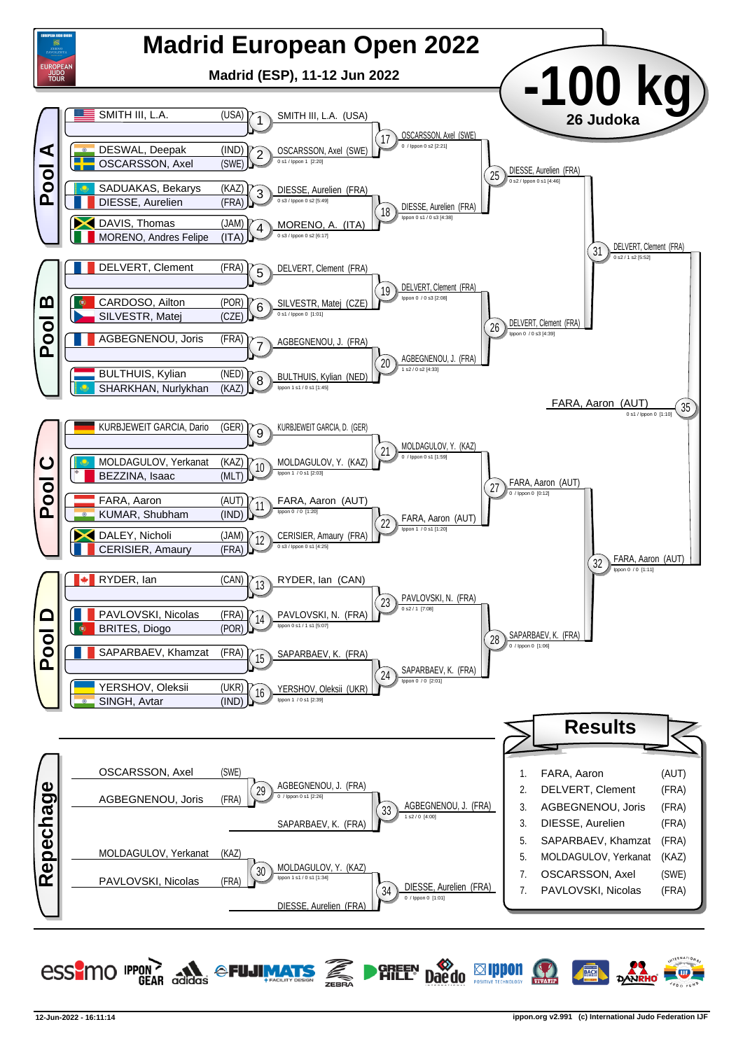# Madrid European Open 2022

**Madrid (ESP), 11-12 Jun 2022**

## -100 kg

**26 Judoka**

### Pool A

| Contest | Athlete 1 | Athlete 2 | Winner | Score |
|---|---|---|---|---|
| 1 | SMITH III, L.A. (USA) | | SMITH III, L.A. (USA) | |
| 2 | DESWAL, Deepak (IND) | OSCARSSON, Axel (SWE) | OSCARSSON, Axel (SWE) | 0 s1 / Ippon 1 [2:20] |
| 3 | SADUAKAS, Bekarys (KAZ) | DIESSE, Aurelien (FRA) | DIESSE, Aurelien (FRA) | 0 s3 / Ippon 0 s2 [5:49] |
| 4 | DAVIS, Thomas (JAM) | MORENO, Andres Felipe (ITA) | MORENO, A. (ITA) | 0 s3 / Ippon 0 s2 [6:17] |
| 17 | SMITH III, L.A. (USA) | OSCARSSON, Axel (SWE) | OSCARSSON, Axel (SWE) | 0 / Ippon 0 s2 [2:21] |
| 18 | DIESSE, Aurelien (FRA) | MORENO, A. (ITA) | DIESSE, Aurelien (FRA) | Ippon 0 s1 / 0 s3 [4:38] |
| 25 | OSCARSSON, Axel (SWE) | DIESSE, Aurelien (FRA) | DIESSE, Aurelien (FRA) | 0 s2 / Ippon 0 s1 [4:46] |

### Pool B

| Contest | Athlete 1 | Athlete 2 | Winner | Score |
|---|---|---|---|---|
| 5 | DELVERT, Clement (FRA) | | DELVERT, Clement (FRA) | |
| 6 | CARDOSO, Ailton (POR) | SILVESTR, Matej (CZE) | SILVESTR, Matej (CZE) | 0 s1 / Ippon 0 [1:01] |
| 7 | AGBEGNENOU, Joris (FRA) | | AGBEGNENOU, J. (FRA) | |
| 8 | BULTHUIS, Kylian (NED) | SHARKHAN, Nurlykhan (KAZ) | BULTHUIS, Kylian (NED) | Ippon 1 s1 / 0 s1 [1:45] |
| 19 | DELVERT, Clement (FRA) | SILVESTR, Matej (CZE) | DELVERT, Clement (FRA) | Ippon 0 / 0 s3 [2:08] |
| 20 | AGBEGNENOU, J. (FRA) | BULTHUIS, Kylian (NED) | AGBEGNENOU, J. (FRA) | 1 s2 / 0 s2 [4:33] |
| 26 | DELVERT, Clement (FRA) | AGBEGNENOU, J. (FRA) | DELVERT, Clement (FRA) | Ippon 0 / 0 s3 [4:39] |
| 31 | DIESSE, Aurelien (FRA) | DELVERT, Clement (FRA) | DELVERT, Clement (FRA) | 0 s2 / 1 s2 [5:52] |

### Pool C

| Contest | Athlete 1 | Athlete 2 | Winner | Score |
|---|---|---|---|---|
| 9 | KURBJEWEIT GARCIA, Dario (GER) | | KURBJEWEIT GARCIA, D. (GER) | |
| 10 | MOLDAGULOV, Yerkanat (KAZ) | BEZZINA, Isaac (MLT) | MOLDAGULOV, Y. (KAZ) | Ippon 1 / 0 s1 [2:03] |
| 11 | FARA, Aaron (AUT) | KUMAR, Shubham (IND) | FARA, Aaron (AUT) | Ippon 0 / 0 [1:20] |
| 12 | DALEY, Nicholi (JAM) | CERISIER, Amaury (FRA) | CERISIER, Amaury (FRA) | 0 s3 / Ippon 0 s1 [4:25] |
| 21 | KURBJEWEIT GARCIA, D. (GER) | MOLDAGULOV, Y. (KAZ) | MOLDAGULOV, Y. (KAZ) | 0 / Ippon 0 s1 [1:59] |
| 22 | FARA, Aaron (AUT) | CERISIER, Amaury (FRA) | FARA, Aaron (AUT) | Ippon 1 / 0 s1 [1:20] |
| 27 | MOLDAGULOV, Y. (KAZ) | FARA, Aaron (AUT) | FARA, Aaron (AUT) | 0 / Ippon 0 [0:12] |

### Pool D

| Contest | Athlete 1 | Athlete 2 | Winner | Score |
|---|---|---|---|---|
| 13 | RYDER, Ian (CAN) | | RYDER, Ian (CAN) | |
| 14 | PAVLOVSKI, Nicolas (FRA) | BRITES, Diogo (POR) | PAVLOVSKI, N. (FRA) | Ippon 0 s1 / 1 s1 [5:07] |
| 15 | SAPARBAEV, Khamzat (FRA) | | SAPARBAEV, K. (FRA) | |
| 16 | YERSHOV, Oleksii (UKR) | SINGH, Avtar (IND) | YERSHOV, Oleksii (UKR) | Ippon 1 / 0 s1 [2:39] |
| 23 | RYDER, Ian (CAN) | PAVLOVSKI, N. (FRA) | PAVLOVSKI, N. (FRA) | 0 s2 / 1 [7:08] |
| 24 | SAPARBAEV, K. (FRA) | YERSHOV, Oleksii (UKR) | SAPARBAEV, K. (FRA) | Ippon 0 / 0 [2:01] |
| 28 | PAVLOVSKI, N. (FRA) | SAPARBAEV, K. (FRA) | SAPARBAEV, K. (FRA) | 0 / Ippon 0 [1:06] |
| 32 | FARA, Aaron (AUT) | SAPARBAEV, K. (FRA) | FARA, Aaron (AUT) | Ippon 0 / 0 [1:11] |

### Final

| Contest | Athlete 1 | Athlete 2 | Winner | Score |
|---|---|---|---|---|
| 35 | DELVERT, Clement (FRA) | FARA, Aaron (AUT) | FARA, Aaron (AUT) | 0 s1 / Ippon 0 [1:10] |

### Repechage

| Contest | Athlete 1 | Athlete 2 | Winner | Score |
|---|---|---|---|---|
| 29 | OSCARSSON, Axel (SWE) | AGBEGNENOU, Joris (FRA) | AGBEGNENOU, J. (FRA) | 0 / Ippon 0 s1 [2:26] |
| 33 | AGBEGNENOU, J. (FRA) | SAPARBAEV, K. (FRA) | AGBEGNENOU, J. (FRA) | 1 s2 / 0 [4:00] |
| 30 | MOLDAGULOV, Yerkanat (KAZ) | PAVLOVSKI, Nicolas (FRA) | MOLDAGULOV, Y. (KAZ) | Ippon 1 s1 / 0 s1 [1:34] |
| 34 | MOLDAGULOV, Y. (KAZ) | DIESSE, Aurelien (FRA) | DIESSE, Aurelien (FRA) | 0 / Ippon 0 [1:01] |

### Results

| Place | Name | Country |
|---|---|---|
| 1. | FARA, Aaron | (AUT) |
| 2. | DELVERT, Clement | (FRA) |
| 3. | AGBEGNENOU, Joris | (FRA) |
| 3. | DIESSE, Aurelien | (FRA) |
| 5. | SAPARBAEV, Khamzat | (FRA) |
| 5. | MOLDAGULOV, Yerkanat | (KAZ) |
| 7. | OSCARSSON, Axel | (SWE) |
| 7. | PAVLOVSKI, Nicolas | (FRA) |

12-Jun-2022 - 16:11:14

ippon.org v2.991 (c) International Judo Federation IJF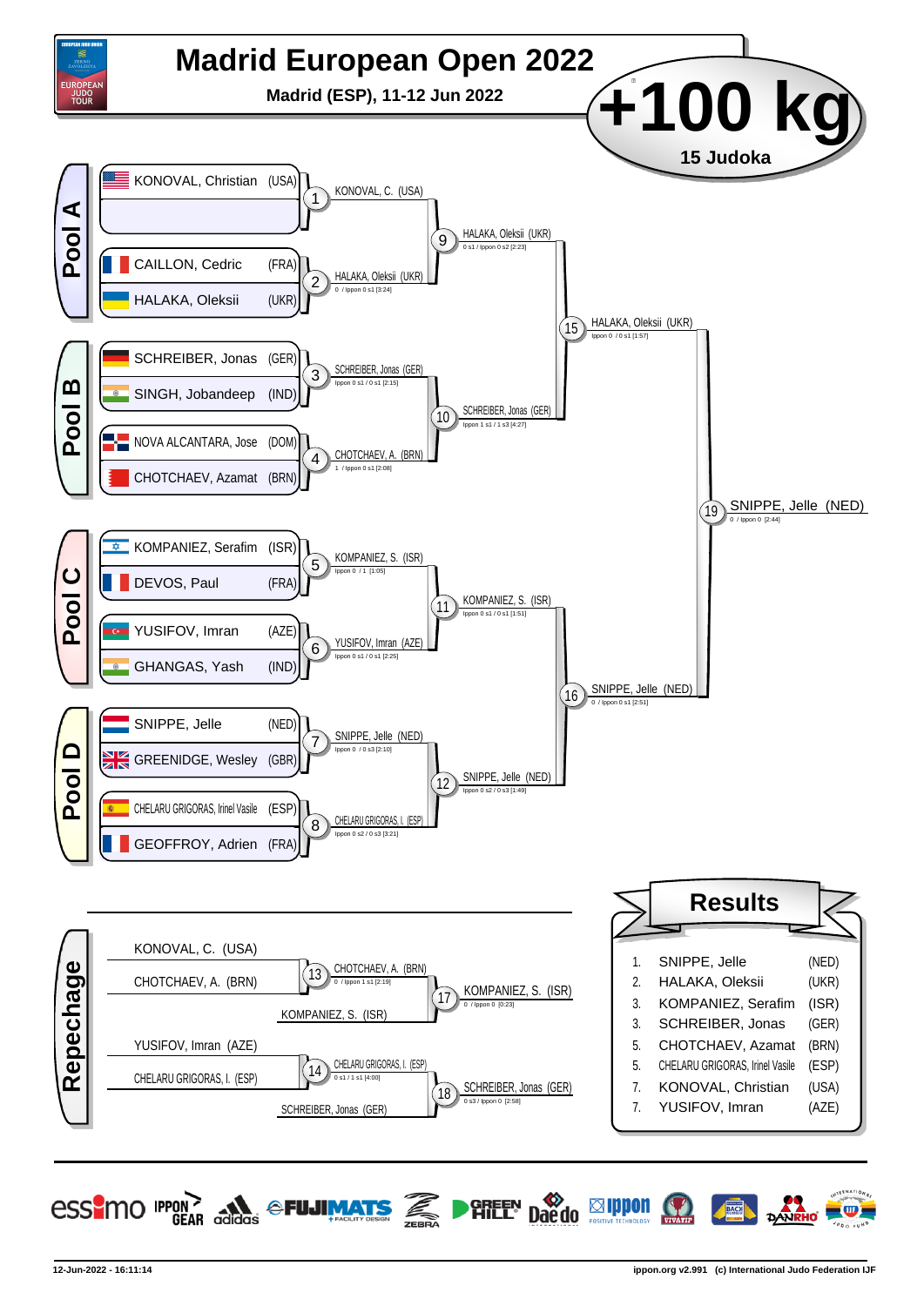# Madrid European Open 2022

**Madrid (ESP), 11-12 Jun 2022**

# +100 kg

**15 Judoka**

## Pool A

- KONOVAL, Christian (USA)
- (bye)
- CAILLON, Cedric (FRA)
- HALAKA, Oleksii (UKR)

1: KONOVAL, C. (USA)

2: HALAKA, Oleksii (UKR) — 0 / Ippon 0 s1 [3:24]

9: HALAKA, Oleksii (UKR) — 0 s1 / Ippon 0 s2 [2:23]

## Pool B

- SCHREIBER, Jonas (GER)
- SINGH, Jobandeep (IND)
- NOVA ALCANTARA, Jose (DOM)
- CHOTCHAEV, Azamat (BRN)

3: SCHREIBER, Jonas (GER) — Ippon 0 s1 / 0 s1 [2:15]

4: CHOTCHAEV, A. (BRN) — 1 / Ippon 0 s1 [2:08]

10: SCHREIBER, Jonas (GER) — Ippon 1 s1 / 1 s3 [4:27]

15: HALAKA, Oleksii (UKR) — Ippon 0 / 0 s1 [1:57]

## Pool C

- KOMPANIEZ, Serafim (ISR)
- DEVOS, Paul (FRA)
- YUSIFOV, Imran (AZE)
- GHANGAS, Yash (IND)

5: KOMPANIEZ, S. (ISR) — Ippon 0 / 1 [1:05]

6: YUSIFOV, Imran (AZE) — Ippon 0 s1 / 0 s1 [2:25]

11: KOMPANIEZ, S. (ISR) — Ippon 0 s1 / 0 s1 [1:51]

## Pool D

- SNIPPE, Jelle (NED)
- GREENIDGE, Wesley (GBR)
- CHELARU GRIGORAS, Irinel Vasile (ESP)
- GEOFFROY, Adrien (FRA)

7: SNIPPE, Jelle (NED) — Ippon 0 / 0 s3 [2:10]

8: CHELARU GRIGORAS, I. (ESP) — Ippon 0 s2 / 0 s3 [3:21]

12: SNIPPE, Jelle (NED) — Ippon 0 s2 / 0 s3 [1:49]

16: SNIPPE, Jelle (NED) — 0 / Ippon 0 s1 [2:51]

19: SNIPPE, Jelle (NED) — 0 / Ippon 0 [2:44]

## Repechage

13: KONOVAL, C. (USA) vs CHOTCHAEV, A. (BRN) → CHOTCHAEV, A. (BRN) — 0 / Ippon 1 s1 [2:19]

17: CHOTCHAEV, A. (BRN) vs KOMPANIEZ, S. (ISR) → KOMPANIEZ, S. (ISR) — 0 / Ippon 0 [0:23]

14: YUSIFOV, Imran (AZE) vs CHELARU GRIGORAS, I. (ESP) → CHELARU GRIGORAS, I. (ESP) — 0 s1 / 1 s1 [4:00]

18: CHELARU GRIGORAS, I. (ESP) vs SCHREIBER, Jonas (GER) → SCHREIBER, Jonas (GER) — 0 s3 / Ippon 0 [2:58]

## Results

| Rank | Name | Country |
|---|---|---|
| 1. | SNIPPE, Jelle | (NED) |
| 2. | HALAKA, Oleksii | (UKR) |
| 3. | KOMPANIEZ, Serafim | (ISR) |
| 3. | SCHREIBER, Jonas | (GER) |
| 5. | CHOTCHAEV, Azamat | (BRN) |
| 5. | CHELARU GRIGORAS, Irinel Vasile | (ESP) |
| 7. | KONOVAL, Christian | (USA) |
| 7. | YUSIFOV, Imran | (AZE) |

12-Jun-2022 - 16:11:14 — ippon.org v2.991 (c) International Judo Federation IJF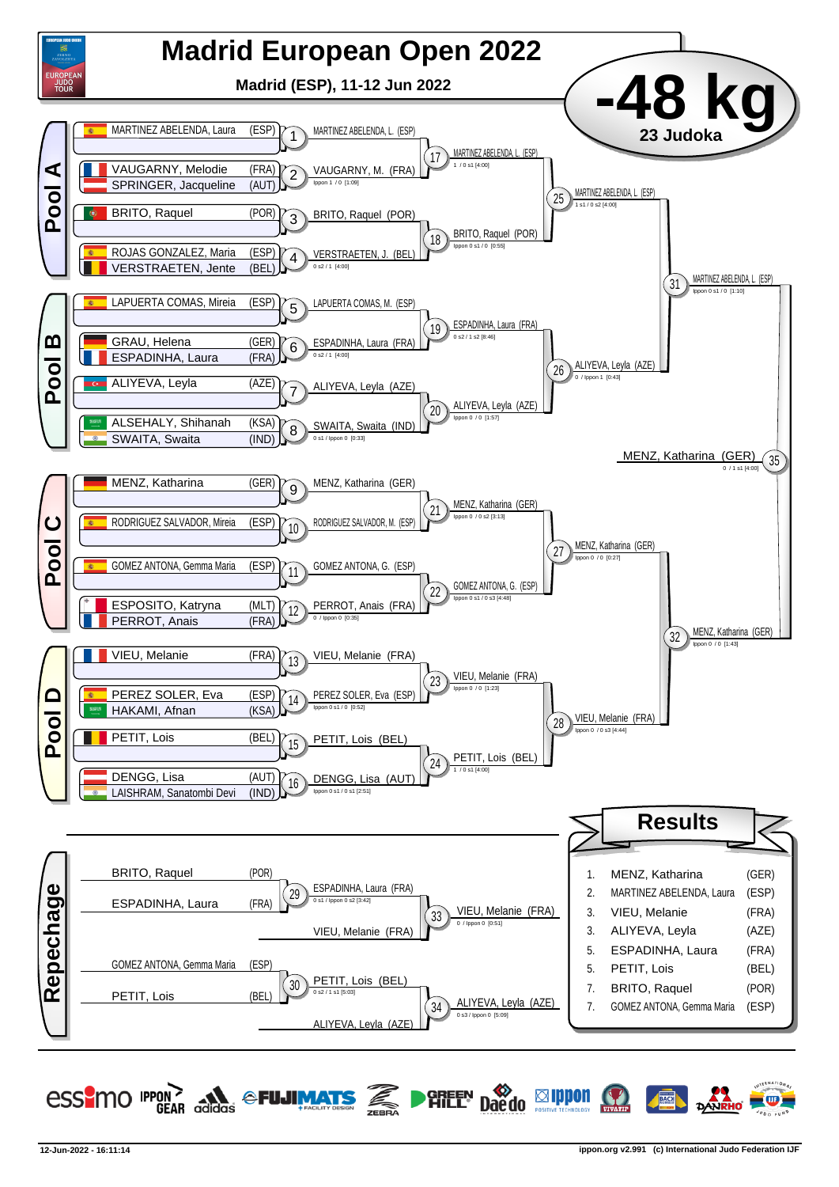# Madrid European Open 2022

**Madrid (ESP), 11-12 Jun 2022**

## -48 kg

**23 Judoka**

## Pool A

| Contest | Athletes | Winner | Score |
|---|---|---|---|
| 1 | MARTINEZ ABELENDA, Laura (ESP) | MARTINEZ ABELENDA, L. (ESP) | |
| 2 | VAUGARNY, Melodie (FRA) – SPRINGER, Jacqueline (AUT) | VAUGARNY, M. (FRA) | Ippon 1 / 0 [1:09] |
| 3 | BRITO, Raquel (POR) | BRITO, Raquel (POR) | |
| 4 | ROJAS GONZALEZ, Maria (ESP) – VERSTRAETEN, Jente (BEL) | VERSTRAETEN, J. (BEL) | 0 s2 / 1 [4:00] |
| 17 | | MARTINEZ ABELENDA, L. (ESP) | 1 / 0 s1 [4:00] |
| 18 | | BRITO, Raquel (POR) | Ippon 0 s1 / 0 [0:55] |
| 25 | | MARTINEZ ABELENDA, L. (ESP) | 1 s1 / 0 s2 [4:00] |

## Pool B

| Contest | Athletes | Winner | Score |
|---|---|---|---|
| 5 | LAPUERTA COMAS, Mireia (ESP) | LAPUERTA COMAS, M. (ESP) | |
| 6 | GRAU, Helena (GER) – ESPADINHA, Laura (FRA) | ESPADINHA, Laura (FRA) | 0 s2 / 1 [4:00] |
| 7 | ALIYEVA, Leyla (AZE) | ALIYEVA, Leyla (AZE) | |
| 8 | ALSEHALY, Shihanah (KSA) – SWAITA, Swaita (IND) | SWAITA, Swaita (IND) | 0 s1 / Ippon 0 [0:33] |
| 19 | | ESPADINHA, Laura (FRA) | 0 s2 / 1 s2 [8:46] |
| 20 | | ALIYEVA, Leyla (AZE) | Ippon 0 / 0 [1:57] |
| 26 | | ALIYEVA, Leyla (AZE) | 0 / Ippon 1 [0:43] |
| 31 | | MARTINEZ ABELENDA, L. (ESP) | Ippon 0 s1 / 0 [1:10] |

## Pool C

| Contest | Athletes | Winner | Score |
|---|---|---|---|
| 9 | MENZ, Katharina (GER) | MENZ, Katharina (GER) | |
| 10 | RODRIGUEZ SALVADOR, Mireia (ESP) | RODRIGUEZ SALVADOR, M. (ESP) | |
| 11 | GOMEZ ANTONA, Gemma Maria (ESP) | GOMEZ ANTONA, G. (ESP) | |
| 12 | ESPOSITO, Katryna (MLT) – PERROT, Anais (FRA) | PERROT, Anais (FRA) | 0 / Ippon 0 [0:35] |
| 21 | | MENZ, Katharina (GER) | Ippon 0 / 0 s2 [3:13] |
| 22 | | GOMEZ ANTONA, G. (ESP) | Ippon 0 s1 / 0 s3 [4:48] |
| 27 | | MENZ, Katharina (GER) | Ippon 0 / 0 [0:27] |

## Pool D

| Contest | Athletes | Winner | Score |
|---|---|---|---|
| 13 | VIEU, Melanie (FRA) | VIEU, Melanie (FRA) | |
| 14 | PEREZ SOLER, Eva (ESP) – HAKAMI, Afnan (KSA) | PEREZ SOLER, Eva (ESP) | Ippon 0 s1 / 0 [0:52] |
| 15 | PETIT, Lois (BEL) | PETIT, Lois (BEL) | |
| 16 | DENGG, Lisa (AUT) – LAISHRAM, Sanatombi Devi (IND) | DENGG, Lisa (AUT) | Ippon 0 s1 / 0 s1 [2:51] |
| 23 | | VIEU, Melanie (FRA) | Ippon 0 / 0 [1:23] |
| 24 | | PETIT, Lois (BEL) | 1 / 0 s1 [4:00] |
| 28 | | VIEU, Melanie (FRA) | Ippon 0 / 0 s3 [4:44] |
| 32 | | MENZ, Katharina (GER) | Ippon 0 / 0 [1:43] |

## Final

| Contest | Winner | Score |
|---|---|---|
| 35 | MENZ, Katharina (GER) | 0 / 1 s1 [4:00] |

## Repechage

| Contest | Athletes | Winner | Score |
|---|---|---|---|
| 29 | BRITO, Raquel (POR) – ESPADINHA, Laura (FRA) | ESPADINHA, Laura (FRA) | 0 s1 / Ippon 0 s2 [3:42] |
| 33 | ESPADINHA, Laura (FRA) – VIEU, Melanie (FRA) | VIEU, Melanie (FRA) | 0 / Ippon 0 [0:51] |
| 30 | GOMEZ ANTONA, Gemma Maria (ESP) – PETIT, Lois (BEL) | PETIT, Lois (BEL) | 0 s2 / 1 s1 [5:03] |
| 34 | PETIT, Lois (BEL) – ALIYEVA, Leyla (AZE) | ALIYEVA, Leyla (AZE) | 0 s3 / Ippon 0 [5:09] |

## Results

| Place | Name | Country |
|---|---|---|
| 1. | MENZ, Katharina | (GER) |
| 2. | MARTINEZ ABELENDA, Laura | (ESP) |
| 3. | VIEU, Melanie | (FRA) |
| 3. | ALIYEVA, Leyla | (AZE) |
| 5. | ESPADINHA, Laura | (FRA) |
| 5. | PETIT, Lois | (BEL) |
| 7. | BRITO, Raquel | (POR) |
| 7. | GOMEZ ANTONA, Gemma Maria | (ESP) |

12-Jun-2022 - 16:11:14

ippon.org v2.991 (c) International Judo Federation IJF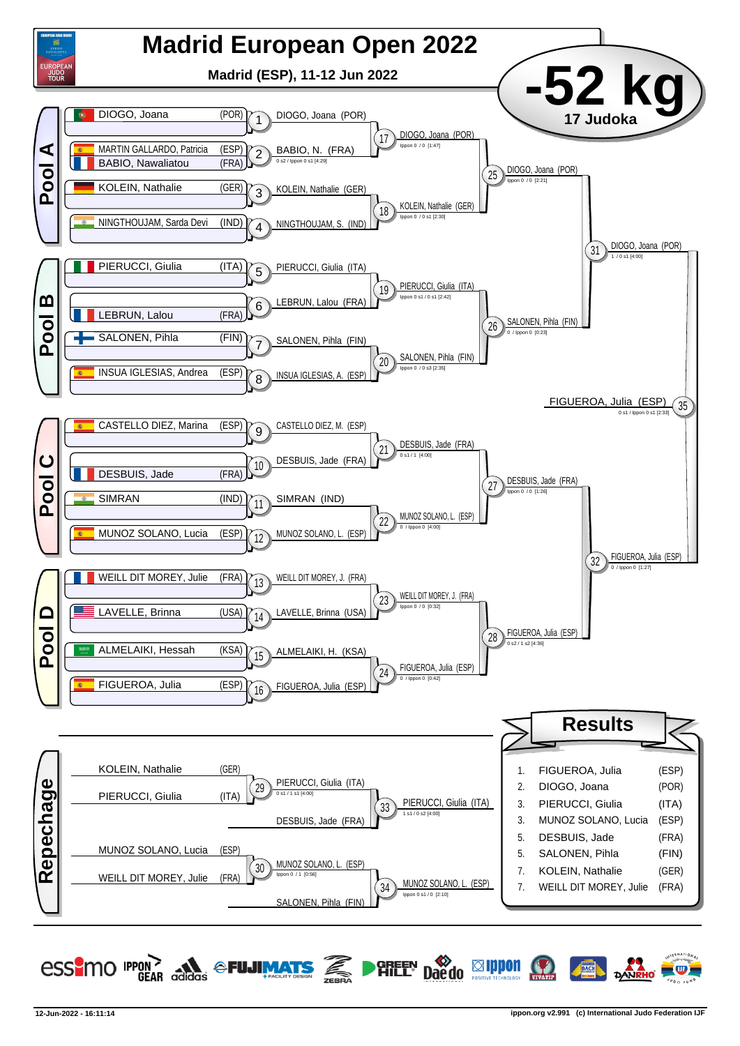# Madrid European Open 2022

**Madrid (ESP), 11-12 Jun 2022**

## -52 kg

**17 Judoka**

### Pool A

| Athlete | Country |
|---|---|
| DIOGO, Joana | (POR) |
| MARTIN GALLARDO, Patricia | (ESP) |
| BABIO, Nawaliatou | (FRA) |
| KOLEIN, Nathalie | (GER) |
| NINGTHOUJAM, Sarda Devi | (IND) |

- 1: DIOGO, Joana (POR)
- 2: BABIO, N. (FRA) — 0 s2 / Ippon 0 s1 [4:29]
- 3: KOLEIN, Nathalie (GER)
- 4: NINGTHOUJAM, S. (IND)
- 17: DIOGO, Joana (POR) — Ippon 0 / 0 [1:47]
- 18: KOLEIN, Nathalie (GER) — Ippon 0 / 0 s1 [2:30]
- 25: DIOGO, Joana (POR) — Ippon 0 / 0 [2:21]

### Pool B

| Athlete | Country |
|---|---|
| PIERUCCI, Giulia | (ITA) |
| LEBRUN, Lalou | (FRA) |
| SALONEN, Pihla | (FIN) |
| INSUA IGLESIAS, Andrea | (ESP) |

- 5: PIERUCCI, Giulia (ITA)
- 6: LEBRUN, Lalou (FRA)
- 7: SALONEN, Pihla (FIN)
- 8: INSUA IGLESIAS, A. (ESP)
- 19: PIERUCCI, Giulia (ITA) — Ippon 0 s1 / 0 s1 [2:42]
- 20: SALONEN, Pihla (FIN) — Ippon 0 / 0 s3 [2:35]
- 26: SALONEN, Pihla (FIN) — 0 / Ippon 0 [0:23]

31: DIOGO, Joana (POR) — 1 / 0 s1 [4:00]

### Pool C

| Athlete | Country |
|---|---|
| CASTELLO DIEZ, Marina | (ESP) |
| DESBUIS, Jade | (FRA) |
| SIMRAN | (IND) |
| MUNOZ SOLANO, Lucia | (ESP) |

- 9: CASTELLO DIEZ, M. (ESP)
- 10: DESBUIS, Jade (FRA)
- 11: SIMRAN (IND)
- 12: MUNOZ SOLANO, L. (ESP)
- 21: DESBUIS, Jade (FRA) — 0 s1 / 1 [4:00]
- 22: MUNOZ SOLANO, L. (ESP) — 0 / Ippon 0 [4:00]
- 27: DESBUIS, Jade (FRA) — Ippon 0 / 0 [1:26]

### Pool D

| Athlete | Country |
|---|---|
| WEILL DIT MOREY, Julie | (FRA) |
| LAVELLE, Brinna | (USA) |
| ALMELAIKI, Hessah | (KSA) |
| FIGUEROA, Julia | (ESP) |

- 13: WEILL DIT MOREY, J. (FRA)
- 14: LAVELLE, Brinna (USA)
- 15: ALMELAIKI, H. (KSA)
- 16: FIGUEROA, Julia (ESP)
- 23: WEILL DIT MOREY, J. (FRA) — Ippon 0 / 0 [0:32]
- 24: FIGUEROA, Julia (ESP) — 0 / Ippon 0 [0:42]
- 28: FIGUEROA, Julia (ESP) — 0 s2 / 1 s2 [4:36]

32: FIGUEROA, Julia (ESP) — 0 / Ippon 0 [1:27]

**Final — 35: FIGUEROA, Julia (ESP)** — 0 s1 / Ippon 0 s1 [2:33]

### Repechage

- 29: KOLEIN, Nathalie (GER) vs PIERUCCI, Giulia (ITA) → PIERUCCI, Giulia (ITA) — 0 s1 / 1 s1 [4:00]
- 33: PIERUCCI, Giulia (ITA) vs DESBUIS, Jade (FRA) → PIERUCCI, Giulia (ITA) — 1 s1 / 0 s2 [4:00]
- 30: MUNOZ SOLANO, Lucia (ESP) vs WEILL DIT MOREY, Julie (FRA) → MUNOZ SOLANO, L. (ESP) — Ippon 0 / 1 [0:56]
- 34: MUNOZ SOLANO, L. (ESP) vs SALONEN, Pihla (FIN) → MUNOZ SOLANO, L. (ESP) — Ippon 0 s1 / 0 [2:10]

### Results

| Place | Athlete | Country |
|---|---|---|
| 1. | FIGUEROA, Julia | (ESP) |
| 2. | DIOGO, Joana | (POR) |
| 3. | PIERUCCI, Giulia | (ITA) |
| 3. | MUNOZ SOLANO, Lucia | (ESP) |
| 5. | DESBUIS, Jade | (FRA) |
| 5. | SALONEN, Pihla | (FIN) |
| 7. | KOLEIN, Nathalie | (GER) |
| 7. | WEILL DIT MOREY, Julie | (FRA) |

12-Jun-2022 - 16:11:14 — ippon.org v2.991 (c) International Judo Federation IJF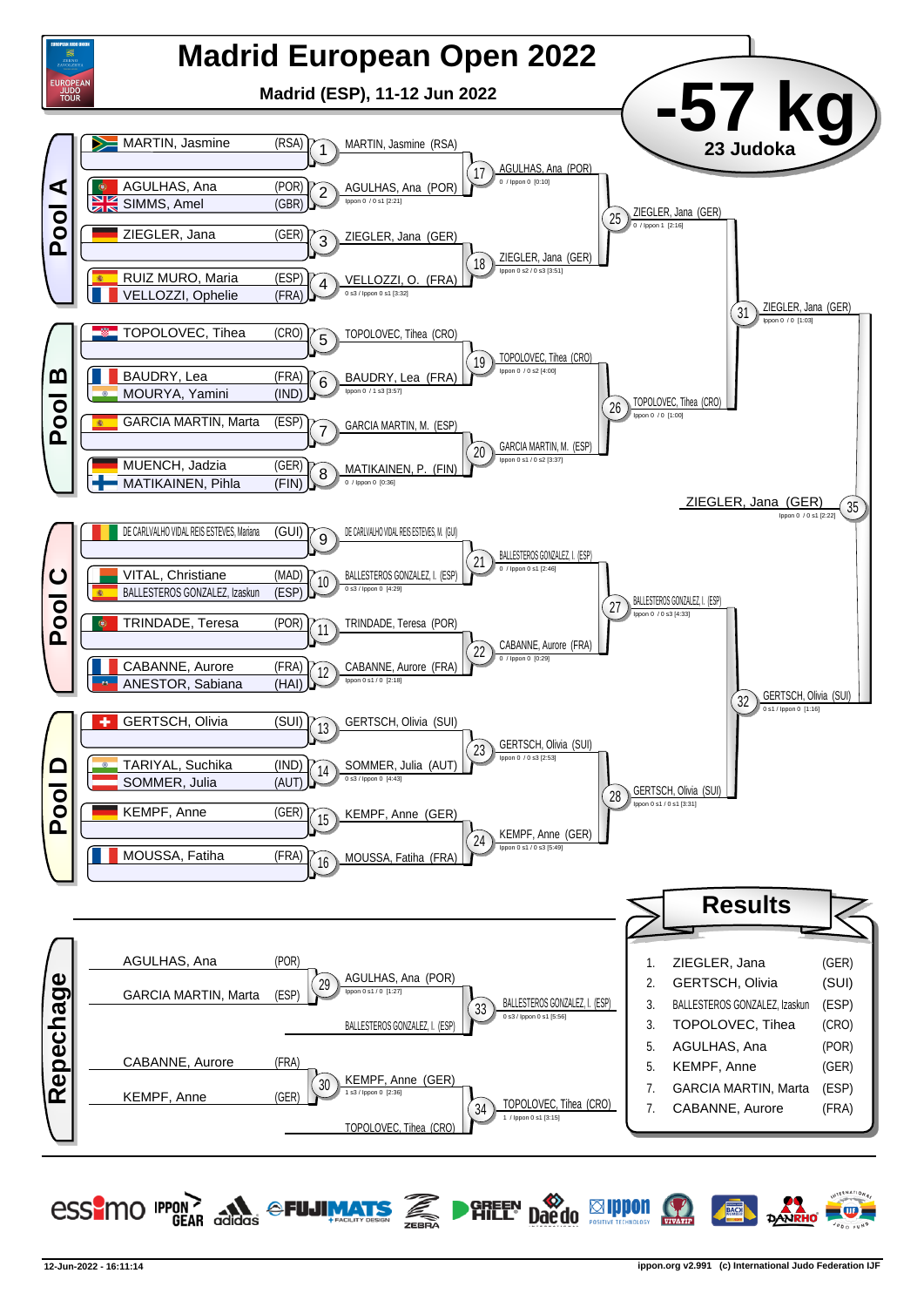# Madrid European Open 2022

**Madrid (ESP), 11-12 Jun 2022**

## -57 kg

**23 Judoka**

## Pool A

| Athlete | Country | Match | Winner | Score |
|---|---|---|---|---|
| MARTIN, Jasmine | (RSA) | 1 | MARTIN, Jasmine (RSA) | |
| AGULHAS, Ana / SIMMS, Amel | (POR) / (GBR) | 2 | AGULHAS, Ana (POR) | Ippon 0 / 0 s1 [2:21] |
| ZIEGLER, Jana | (GER) | 3 | ZIEGLER, Jana (GER) | |
| RUIZ MURO, Maria / VELLOZZI, Ophelie | (ESP) / (FRA) | 4 | VELLOZZI, O. (FRA) | 0 s3 / Ippon 0 s1 [3:32] |

- 17: AGULHAS, Ana (POR) — 0 / Ippon 0 [0:10]
- 18: ZIEGLER, Jana (GER) — Ippon 0 s2 / 0 s3 [3:51]
- 25: ZIEGLER, Jana (GER) — 0 / Ippon 1 [2:16]

## Pool B

| Athlete | Country | Match | Winner | Score |
|---|---|---|---|---|
| TOPOLOVEC, Tihea | (CRO) | 5 | TOPOLOVEC, Tihea (CRO) | |
| BAUDRY, Lea / MOURYA, Yamini | (FRA) / (IND) | 6 | BAUDRY, Lea (FRA) | Ippon 0 / 1 s3 [3:57] |
| GARCIA MARTIN, Marta | (ESP) | 7 | GARCIA MARTIN, M. (ESP) | |
| MUENCH, Jadzia / MATIKAINEN, Pihla | (GER) / (FIN) | 8 | MATIKAINEN, P. (FIN) | 0 / Ippon 0 [0:36] |

- 19: TOPOLOVEC, Tihea (CRO) — Ippon 0 / 0 s2 [4:00]
- 20: GARCIA MARTIN, M. (ESP) — Ippon 0 s1 / 0 s2 [3:37]
- 26: TOPOLOVEC, Tihea (CRO) — Ippon 0 / 0 [1:00]
- 31: ZIEGLER, Jana (GER) — Ippon 0 / 0 [1:03]

## Pool C

| Athlete | Country | Match | Winner | Score |
|---|---|---|---|---|
| DE CARLVALHO VIDAL REIS ESTEVES, Mariana | (GUI) | 9 | DE CARLVALHO VIDAL REIS ESTEVES, M. (GUI) | |
| VITAL, Christiane / BALLESTEROS GONZALEZ, Izaskun | (MAD) / (ESP) | 10 | BALLESTEROS GONZALEZ, I. (ESP) | 0 s3 / Ippon 0 [4:29] |
| TRINDADE, Teresa | (POR) | 11 | TRINDADE, Teresa (POR) | |
| CABANNE, Aurore / ANESTOR, Sabiana | (FRA) / (HAI) | 12 | CABANNE, Aurore (FRA) | Ippon 0 s1 / 0 [2:18] |

- 21: BALLESTEROS GONZALEZ, I. (ESP) — 0 / Ippon 0 s1 [2:46]
- 22: CABANNE, Aurore (FRA) — 0 / Ippon 0 [0:29]
- 27: BALLESTEROS GONZALEZ, I. (ESP) — Ippon 0 / 0 s3 [4:33]

## Pool D

| Athlete | Country | Match | Winner | Score |
|---|---|---|---|---|
| GERTSCH, Olivia | (SUI) | 13 | GERTSCH, Olivia (SUI) | |
| TARIYAL, Suchika / SOMMER, Julia | (IND) / (AUT) | 14 | SOMMER, Julia (AUT) | 0 s3 / Ippon 0 [4:43] |
| KEMPF, Anne | (GER) | 15 | KEMPF, Anne (GER) | |
| MOUSSA, Fatiha | (FRA) | 16 | MOUSSA, Fatiha (FRA) | |

- 23: GERTSCH, Olivia (SUI) — Ippon 0 / 0 s3 [2:53]
- 24: KEMPF, Anne (GER) — Ippon 0 s1 / 0 s3 [5:49]
- 28: GERTSCH, Olivia (SUI) — Ippon 0 s1 / 0 s1 [3:31]
- 32: GERTSCH, Olivia (SUI) — 0 s1 / Ippon 0 [1:16]

**Final (35): ZIEGLER, Jana (GER)** — Ippon 0 / 0 s1 [2:22]

## Repechage

| Athlete | Country | Match | Winner | Score |
|---|---|---|---|---|
| AGULHAS, Ana / GARCIA MARTIN, Marta | (POR) / (ESP) | 29 | AGULHAS, Ana (POR) | Ippon 0 s1 / 0 [1:27] |
| CABANNE, Aurore / KEMPF, Anne | (FRA) / (GER) | 30 | KEMPF, Anne (GER) | 1 s3 / Ippon 0 [2:36] |

- 33: AGULHAS, Ana (POR) vs BALLESTEROS GONZALEZ, I. (ESP) — BALLESTEROS GONZALEZ, I. (ESP) — 0 s3 / Ippon 0 s1 [5:56]
- 34: KEMPF, Anne (GER) vs TOPOLOVEC, Tihea (CRO) — TOPOLOVEC, Tihea (CRO) — 1 / Ippon 0 s1 [3:15]

## Results

| Place | Name | Country |
|---|---|---|
| 1. | ZIEGLER, Jana | (GER) |
| 2. | GERTSCH, Olivia | (SUI) |
| 3. | BALLESTEROS GONZALEZ, Izaskun | (ESP) |
| 3. | TOPOLOVEC, Tihea | (CRO) |
| 5. | AGULHAS, Ana | (POR) |
| 5. | KEMPF, Anne | (GER) |
| 7. | GARCIA MARTIN, Marta | (ESP) |
| 7. | CABANNE, Aurore | (FRA) |

12-Jun-2022 - 16:11:14 — ippon.org v2.991 (c) International Judo Federation IJF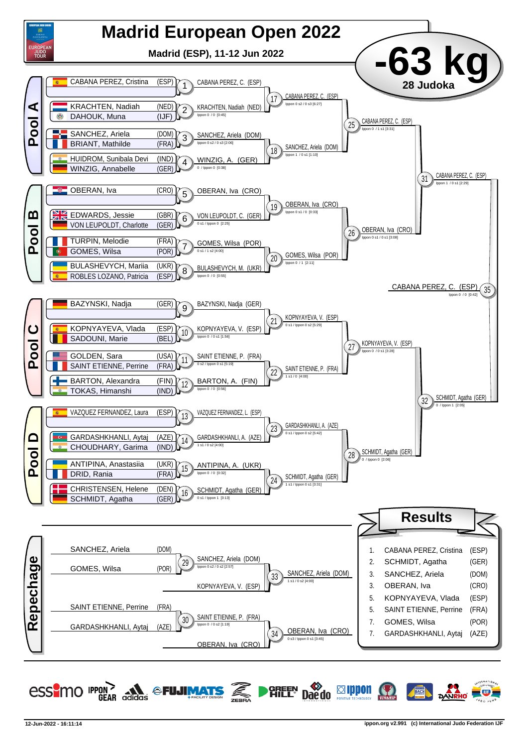# Madrid European Open 2022

**Madrid (ESP), 11-12 Jun 2022**

## -63 kg

**28 Judoka**

### Pool A

| Athlete | Nation | Contest | Winner | Score |
|---|---|---|---|---|
| CABANA PEREZ, Cristina | (ESP) | 1 | CABANA PEREZ, C. (ESP) | |
| KRACHTEN, Nadiah / DAHOUK, Muna | (NED) / (IJF) | 2 | KRACHTEN, Nadiah (NED) | Ippon 0 / 0 [0:45] |
| SANCHEZ, Ariela / BRIANT, Mathilde | (DOM) / (FRA) | 3 | SANCHEZ, Ariela (DOM) | Ippon 0 s2 / 0 s3 [2:06] |
| HUIDROM, Sunibala Devi / WINZIG, Annabelle | (IND) / (GER) | 4 | WINZIG, A. (GER) | 0 / Ippon 0 [0:38] |

- 17: CABANA PEREZ, C. (ESP) — Ippon 0 s2 / 0 s3 [6:27]
- 18: SANCHEZ, Ariela (DOM) — Ippon 1 / 0 s1 [1:10]
- 25: CABANA PEREZ, C. (ESP) — Ippon 0 / 1 s1 [3:31]

### Pool B

| Athlete | Nation | Contest | Winner | Score |
|---|---|---|---|---|
| OBERAN, Iva | (CRO) | 5 | OBERAN, Iva (CRO) | |
| EDWARDS, Jessie / VON LEUPOLDT, Charlotte | (GBR) / (GER) | 6 | VON LEUPOLDT, C. (GER) | 0 s1 / Ippon 0 [2:25] |
| TURPIN, Melodie / GOMES, Wilsa | (FRA) / (POR) | 7 | GOMES, Wilsa (POR) | 0 s1 / 1 s2 [4:00] |
| BULASHEVYCH, Mariia / ROBLES LOZANO, Patricia | (UKR) / (ESP) | 8 | BULASHEVYCH, M. (UKR) | Ippon 0 / 0 [0:55] |

- 19: OBERAN, Iva (CRO) — Ippon 0 s1 / 0 [0:33]
- 20: GOMES, Wilsa (POR) — Ippon 0 / 1 [2:11]
- 26: OBERAN, Iva (CRO) — Ippon 0 s1 / 0 s1 [3:08]
- 31: CABANA PEREZ, C. (ESP) — Ippon 1 / 0 s1 [2:29]

### Pool C

| Athlete | Nation | Contest | Winner | Score |
|---|---|---|---|---|
| BAZYNSKI, Nadja | (GER) | 9 | BAZYNSKI, Nadja (GER) | |
| KOPNYAYEVA, Vlada / SADOUNI, Marie | (ESP) / (BEL) | 10 | KOPNYAYEVA, V. (ESP) | Ippon 0 / 0 s1 [1:56] |
| GOLDEN, Sara / SAINT ETIENNE, Perrine | (USA) / (FRA) | 11 | SAINT ETIENNE, P. (FRA) | 0 s2 / Ippon 0 s1 [5:19] |
| BARTON, Alexandra / TOKAS, Himanshi | (FIN) / (IND) | 12 | BARTON, A. (FIN) | Ippon 0 / 0 [0:56] |

- 21: KOPNYAYEVA, V. (ESP) — 0 s1 / Ippon 0 s2 [5:29]
- 22: SAINT ETIENNE, P. (FRA) — 1 s1 / 0 [4:00]
- 27: KOPNYAYEVA, V. (ESP) — Ippon 0 / 0 s1 [3:28]

### Pool D

| Athlete | Nation | Contest | Winner | Score |
|---|---|---|---|---|
| VAZQUEZ FERNANDEZ, Laura | (ESP) | 13 | VAZQUEZ FERNANDEZ, L. (ESP) | |
| GARDASHKHANLI, Aytaj / CHOUDHARY, Garima | (AZE) / (IND) | 14 | GARDASHKHANLI, A. (AZE) | 1 s1 / 0 s2 [4:00] |
| ANTIPINA, Anastasiia / DRID, Rania | (UKR) / (FRA) | 15 | ANTIPINA, A. (UKR) | Ippon 0 / 0 [0:32] |
| CHRISTENSEN, Helene / SCHMIDT, Agatha | (DEN) / (GER) | 16 | SCHMIDT, Agatha (GER) | 0 s1 / Ippon 1 [3:13] |

- 23: GARDASHKHANLI, A. (AZE) — 0 s1 / Ippon 0 s2 [5:42]
- 24: SCHMIDT, Agatha (GER) — 1 s1 / Ippon 0 s1 [3:31]
- 28: SCHMIDT, Agatha (GER) — 0 / Ippon 0 [2:06]
- 32: SCHMIDT, Agatha (GER) — 0 / Ippon 1 [2:05]

### Final

- 35: CABANA PEREZ, C. (ESP) — Ippon 0 / 0 [0:42]

### Repechage

- 29: SANCHEZ, Ariela (DOM) vs GOMES, Wilsa (POR) — SANCHEZ, Ariela (DOM) — Ippon 0 s2 / 0 s2 [2:57]
- 33: SANCHEZ, Ariela (DOM) vs KOPNYAYEVA, V. (ESP) — SANCHEZ, Ariela (DOM) — 1 s1 / 0 s2 [4:00]
- 30: SAINT ETIENNE, Perrine (FRA) vs GARDASHKHANLI, Aytaj (AZE) — SAINT ETIENNE, P. (FRA) — Ippon 0 / 0 s2 [1:19]
- 34: SAINT ETIENNE, P. (FRA) vs OBERAN, Iva (CRO) — OBERAN, Iva (CRO) — 0 s3 / Ippon 0 s1 [3:45]

## Results

| Rank | Name | Nation |
|---|---|---|
| 1. | CABANA PEREZ, Cristina | (ESP) |
| 2. | SCHMIDT, Agatha | (GER) |
| 3. | SANCHEZ, Ariela | (DOM) |
| 3. | OBERAN, Iva | (CRO) |
| 5. | KOPNYAYEVA, Vlada | (ESP) |
| 5. | SAINT ETIENNE, Perrine | (FRA) |
| 7. | GOMES, Wilsa | (POR) |
| 7. | GARDASHKHANLI, Aytaj | (AZE) |

12-Jun-2022 - 16:11:14 — ippon.org v2.991 (c) International Judo Federation IJF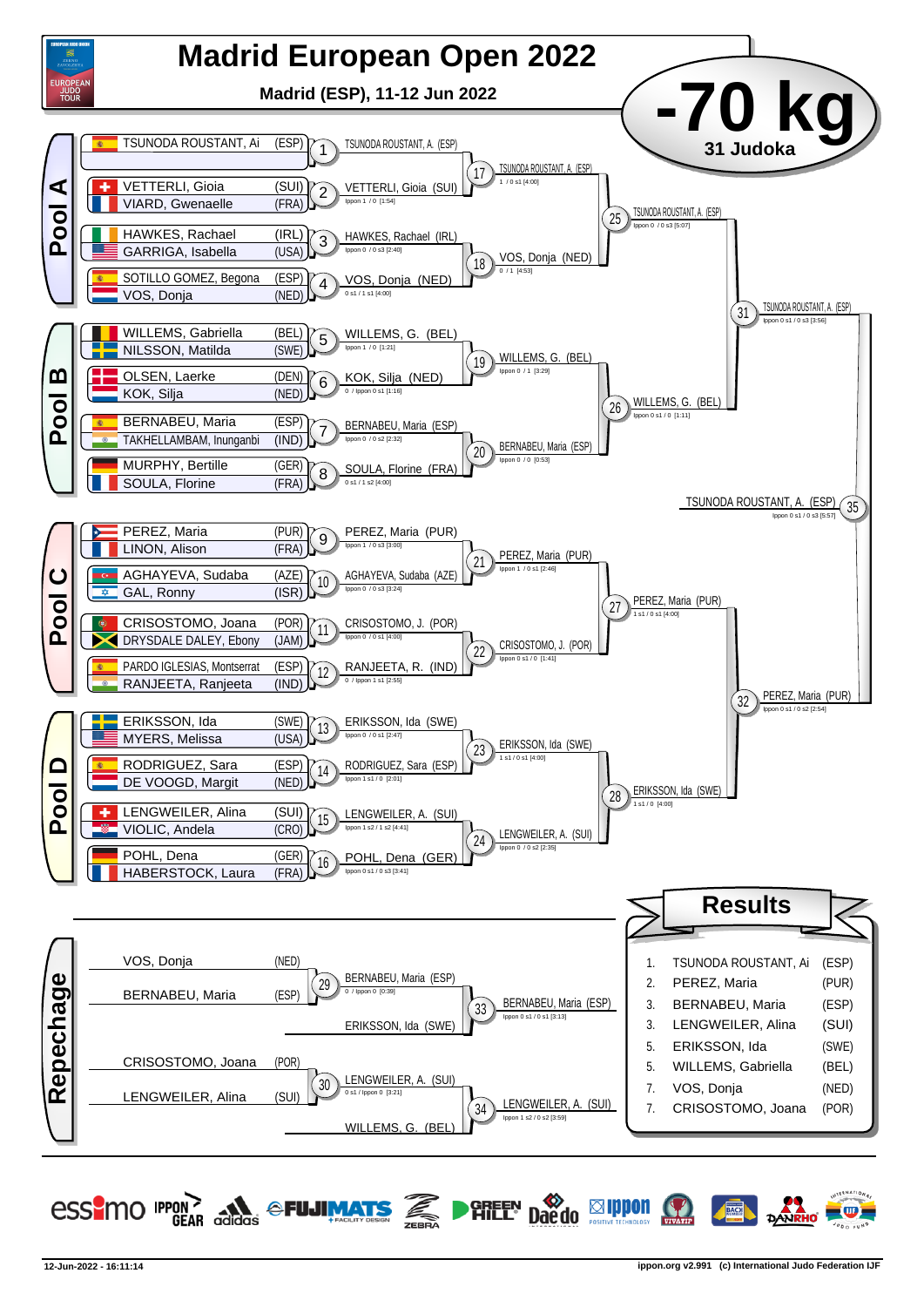# Madrid European Open 2022

**Madrid (ESP), 11-12 Jun 2022**

## -70 kg

**31 Judoka**

## Pool A

| Match | Competitor 1 | Competitor 2 | Winner | Score |
|---|---|---|---|---|
| 1 | TSUNODA ROUSTANT, Ai (ESP) | — | TSUNODA ROUSTANT, A. (ESP) | |
| 2 | VETTERLI, Gioia (SUI) | VIARD, Gwenaelle (FRA) | VETTERLI, Gioia (SUI) | Ippon 1 / 0 [1:54] |
| 3 | HAWKES, Rachael (IRL) | GARRIGA, Isabella (USA) | HAWKES, Rachael (IRL) | Ippon 0 / 0 s3 [2:40] |
| 4 | SOTILLO GOMEZ, Begona (ESP) | VOS, Donja (NED) | VOS, Donja (NED) | 0 s1 / 1 s1 [4:00] |
| 17 | | | TSUNODA ROUSTANT, A. (ESP) | 1 / 0 s1 [4:00] |
| 18 | | | VOS, Donja (NED) | 0 / 1 [4:53] |
| 25 | | | TSUNODA ROUSTANT, A. (ESP) | Ippon 0 / 0 s3 [5:07] |

## Pool B

| Match | Competitor 1 | Competitor 2 | Winner | Score |
|---|---|---|---|---|
| 5 | WILLEMS, Gabriella (BEL) | NILSSON, Matilda (SWE) | WILLEMS, G. (BEL) | Ippon 1 / 0 [1:21] |
| 6 | OLSEN, Laerke (DEN) | KOK, Silja (NED) | KOK, Silja (NED) | 0 / Ippon 0 s1 [1:16] |
| 7 | BERNABEU, Maria (ESP) | TAKHELLAMBAM, Inunganbi (IND) | BERNABEU, Maria (ESP) | Ippon 0 / 0 s2 [2:32] |
| 8 | MURPHY, Bertille (GER) | SOULA, Florine (FRA) | SOULA, Florine (FRA) | 0 s1 / 1 s2 [4:00] |
| 19 | | | WILLEMS, G. (BEL) | Ippon 0 / 1 [3:29] |
| 20 | | | BERNABEU, Maria (ESP) | Ippon 0 / 0 [0:53] |
| 26 | | | WILLEMS, G. (BEL) | Ippon 0 s1 / 0 [1:11] |

## Semi-final (upper)

| Match | Winner | Score |
|---|---|---|
| 31 | TSUNODA ROUSTANT, A. (ESP) | Ippon 0 s1 / 0 s3 [3:56] |

## Pool C

| Match | Competitor 1 | Competitor 2 | Winner | Score |
|---|---|---|---|---|
| 9 | PEREZ, Maria (PUR) | LINON, Alison (FRA) | PEREZ, Maria (PUR) | Ippon 1 / 0 s3 [3:00] |
| 10 | AGHAYEVA, Sudaba (AZE) | GAL, Ronny (ISR) | AGHAYEVA, Sudaba (AZE) | Ippon 0 / 0 s3 [3:24] |
| 11 | CRISOSTOMO, Joana (POR) | DRYSDALE DALEY, Ebony (JAM) | CRISOSTOMO, J. (POR) | Ippon 0 / 0 s1 [4:00] |
| 12 | PARDO IGLESIAS, Montserrat (ESP) | RANJEETA, Ranjeeta (IND) | RANJEETA, R. (IND) | 0 / Ippon 1 s1 [2:55] |
| 21 | | | PEREZ, Maria (PUR) | Ippon 1 / 0 s1 [2:46] |
| 22 | | | CRISOSTOMO, J. (POR) | Ippon 0 s1 / 0 [1:41] |
| 27 | | | PEREZ, Maria (PUR) | 1 s1 / 0 s1 [4:00] |

## Pool D

| Match | Competitor 1 | Competitor 2 | Winner | Score |
|---|---|---|---|---|
| 13 | ERIKSSON, Ida (SWE) | MYERS, Melissa (USA) | ERIKSSON, Ida (SWE) | Ippon 0 / 0 s1 [2:47] |
| 14 | RODRIGUEZ, Sara (ESP) | DE VOOGD, Margit (NED) | RODRIGUEZ, Sara (ESP) | Ippon 1 s1 / 0 [2:01] |
| 15 | LENGWEILER, Alina (SUI) | VIOLIC, Andela (CRO) | LENGWEILER, A. (SUI) | Ippon 1 s2 / 1 s2 [4:41] |
| 16 | POHL, Dena (GER) | HABERSTOCK, Laura (FRA) | POHL, Dena (GER) | Ippon 0 s1 / 0 s3 [3:41] |
| 23 | | | ERIKSSON, Ida (SWE) | 1 s1 / 0 s1 [4:00] |
| 24 | | | LENGWEILER, A. (SUI) | Ippon 0 / 0 s2 [2:35] |
| 28 | | | ERIKSSON, Ida (SWE) | 1 s1 / 0 [4:00] |

## Semi-final (lower)

| Match | Winner | Score |
|---|---|---|
| 32 | PEREZ, Maria (PUR) | Ippon 0 s1 / 0 s2 [2:54] |

## Final

| Match | Winner | Score |
|---|---|---|
| 35 | TSUNODA ROUSTANT, A. (ESP) | Ippon 0 s1 / 0 s3 [5:57] |

## Repechage

| Match | Competitor 1 | Competitor 2 | Winner | Score |
|---|---|---|---|---|
| 29 | VOS, Donja (NED) | BERNABEU, Maria (ESP) | BERNABEU, Maria (ESP) | 0 / Ippon 0 [0:39] |
| 30 | CRISOSTOMO, Joana (POR) | LENGWEILER, Alina (SUI) | LENGWEILER, A. (SUI) | 0 s1 / Ippon 0 [3:21] |
| 33 | BERNABEU, Maria (ESP) | ERIKSSON, Ida (SWE) | BERNABEU, Maria (ESP) | Ippon 0 s1 / 0 s1 [3:13] |
| 34 | LENGWEILER, A. (SUI) | WILLEMS, G. (BEL) | LENGWEILER, A. (SUI) | Ippon 1 s2 / 0 s2 [3:59] |

## Results

| Place | Name | Country |
|---|---|---|
| 1. | TSUNODA ROUSTANT, Ai | (ESP) |
| 2. | PEREZ, Maria | (PUR) |
| 3. | BERNABEU, Maria | (ESP) |
| 3. | LENGWEILER, Alina | (SUI) |
| 5. | ERIKSSON, Ida | (SWE) |
| 5. | WILLEMS, Gabriella | (BEL) |
| 7. | VOS, Donja | (NED) |
| 7. | CRISOSTOMO, Joana | (POR) |

12-Jun-2022 - 16:11:14

ippon.org v2.991 (c) International Judo Federation IJF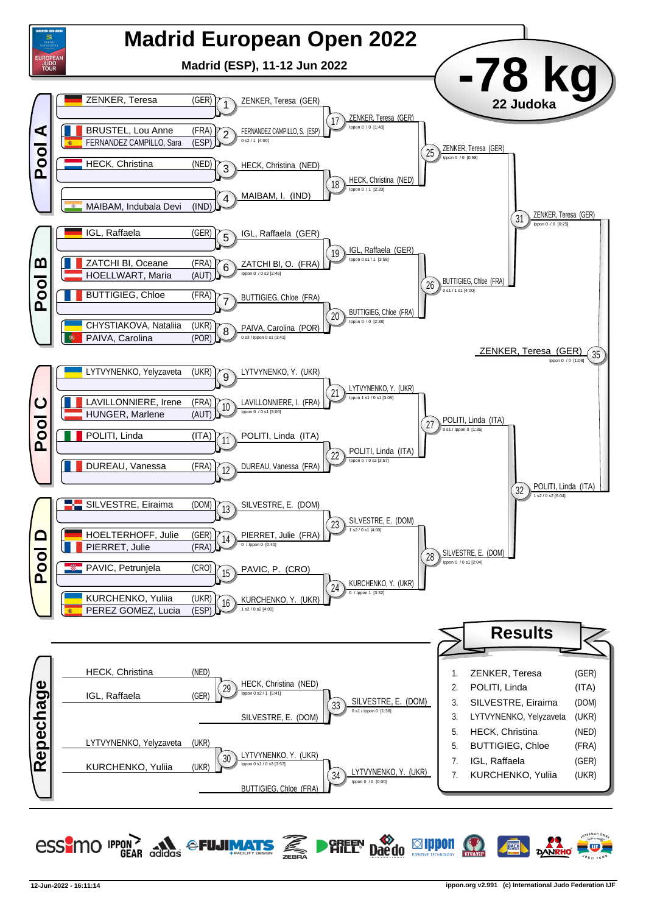# Madrid European Open 2022

**Madrid (ESP), 11-12 Jun 2022**

## -78 kg

**22 Judoka**

## Pool A

| Competitor | Country | Match | Winner | Score |
|---|---|---|---|---|
| ZENKER, Teresa | (GER) | 1 | ZENKER, Teresa (GER) | |
| BRUSTEL, Lou Anne / FERNANDEZ CAMPILLO, Sara | (FRA) / (ESP) | 2 | FERNANDEZ CAMPILLO, S. (ESP) | 0 s2 / 1 [4:00] |
| HECK, Christina | (NED) | 3 | HECK, Christina (NED) | |
| MAIBAM, Indubala Devi | (IND) | 4 | MAIBAM, I. (IND) | |

- 17: ZENKER, Teresa (GER) — Ippon 0 / 0 [1:43]
- 18: HECK, Christina (NED) — Ippon 0 / 1 [2:33]
- 25: ZENKER, Teresa (GER) — Ippon 0 / 0 [0:58]

## Pool B

| Competitor | Country | Match | Winner | Score |
|---|---|---|---|---|
| IGL, Raffaela | (GER) | 5 | IGL, Raffaela (GER) | |
| ZATCHI BI, Oceane / HOELLWART, Maria | (FRA) / (AUT) | 6 | ZATCHI BI, O. (FRA) | Ippon 0 / 0 s2 [2:46] |
| BUTTIGIEG, Chloe | (FRA) | 7 | BUTTIGIEG, Chloe (FRA) | |
| CHYSTIAKOVA, Nataliia / PAIVA, Carolina | (UKR) / (POR) | 8 | PAIVA, Carolina (POR) | 0 s3 / Ippon 0 s1 [3:41] |

- 19: IGL, Raffaela (GER) — Ippon 0 s1 / 1 [3:58]
- 20: BUTTIGIEG, Chloe (FRA) — Ippon 0 / 0 [2:38]
- 26: BUTTIGIEG, Chloe (FRA) — 0 s1 / 1 s1 [4:00]
- 31: ZENKER, Teresa (GER) — Ippon 0 / 0 [0:25]

## Pool C

| Competitor | Country | Match | Winner | Score |
|---|---|---|---|---|
| LYTVYNENKO, Yelyzaveta | (UKR) | 9 | LYTVYNENKO, Y. (UKR) | |
| LAVILLONNIERE, Irene / HUNGER, Marlene | (FRA) / (AUT) | 10 | LAVILLONNIERE, I. (FRA) | Ippon 0 / 0 s1 [3:00] |
| POLITI, Linda | (ITA) | 11 | POLITI, Linda (ITA) | |
| DUREAU, Vanessa | (FRA) | 12 | DUREAU, Vanessa (FRA) | |

- 21: LYTVYNENKO, Y. (UKR) — Ippon 1 s1 / 0 s1 [3:05]
- 22: POLITI, Linda (ITA) — Ippon 0 / 0 s2 [3:57]
- 27: POLITI, Linda (ITA) — 0 s1 / Ippon 0 [1:35]

## Pool D

| Competitor | Country | Match | Winner | Score |
|---|---|---|---|---|
| SILVESTRE, Eiraima | (DOM) | 13 | SILVESTRE, E. (DOM) | |
| HOELTERHOFF, Julie / PIERRET, Julie | (GER) / (FRA) | 14 | PIERRET, Julie (FRA) | 0 / Ippon 0 [0:40] |
| PAVIC, Petrunjela | (CRO) | 15 | PAVIC, P. (CRO) | |
| KURCHENKO, Yuliia / PEREZ GOMEZ, Lucia | (UKR) / (ESP) | 16 | KURCHENKO, Y. (UKR) | 1 s2 / 0 s2 [4:00] |

- 23: SILVESTRE, E. (DOM) — 1 s2 / 0 s1 [4:00]
- 24: KURCHENKO, Y. (UKR) — 0 / Ippon 1 [3:32]
- 28: SILVESTRE, E. (DOM) — Ippon 0 / 0 s1 [2:04]
- 32: POLITI, Linda (ITA) — 1 s2 / 0 s2 [6:04]

**Final (35):** ZENKER, Teresa (GER) — Ippon 0 / 0 [1:08]

## Repechage

- 29: HECK, Christina (NED) vs IGL, Raffaela (GER) → HECK, Christina (NED) — Ippon 0 s2 / 1 [5:41]
- 33: HECK, Christina (NED) vs SILVESTRE, E. (DOM) → SILVESTRE, E. (DOM) — 0 s1 / Ippon 0 [1:38]
- 30: LYTVYNENKO, Yelyzaveta (UKR) vs KURCHENKO, Yuliia (UKR) → LYTVYNENKO, Y. (UKR) — Ippon 0 s1 / 0 s3 [3:57]
- 34: LYTVYNENKO, Y. (UKR) vs BUTTIGIEG, Chloe (FRA) → LYTVYNENKO, Y. (UKR) — Ippon 0 / 0 [0:00]

## Results

| Place | Name | Country |
|---|---|---|
| 1. | ZENKER, Teresa | (GER) |
| 2. | POLITI, Linda | (ITA) |
| 3. | SILVESTRE, Eiraima | (DOM) |
| 3. | LYTVYNENKO, Yelyzaveta | (UKR) |
| 5. | HECK, Christina | (NED) |
| 5. | BUTTIGIEG, Chloe | (FRA) |
| 7. | IGL, Raffaela | (GER) |
| 7. | KURCHENKO, Yuliia | (UKR) |

12-Jun-2022 - 16:11:14 — ippon.org v2.991 (c) International Judo Federation IJF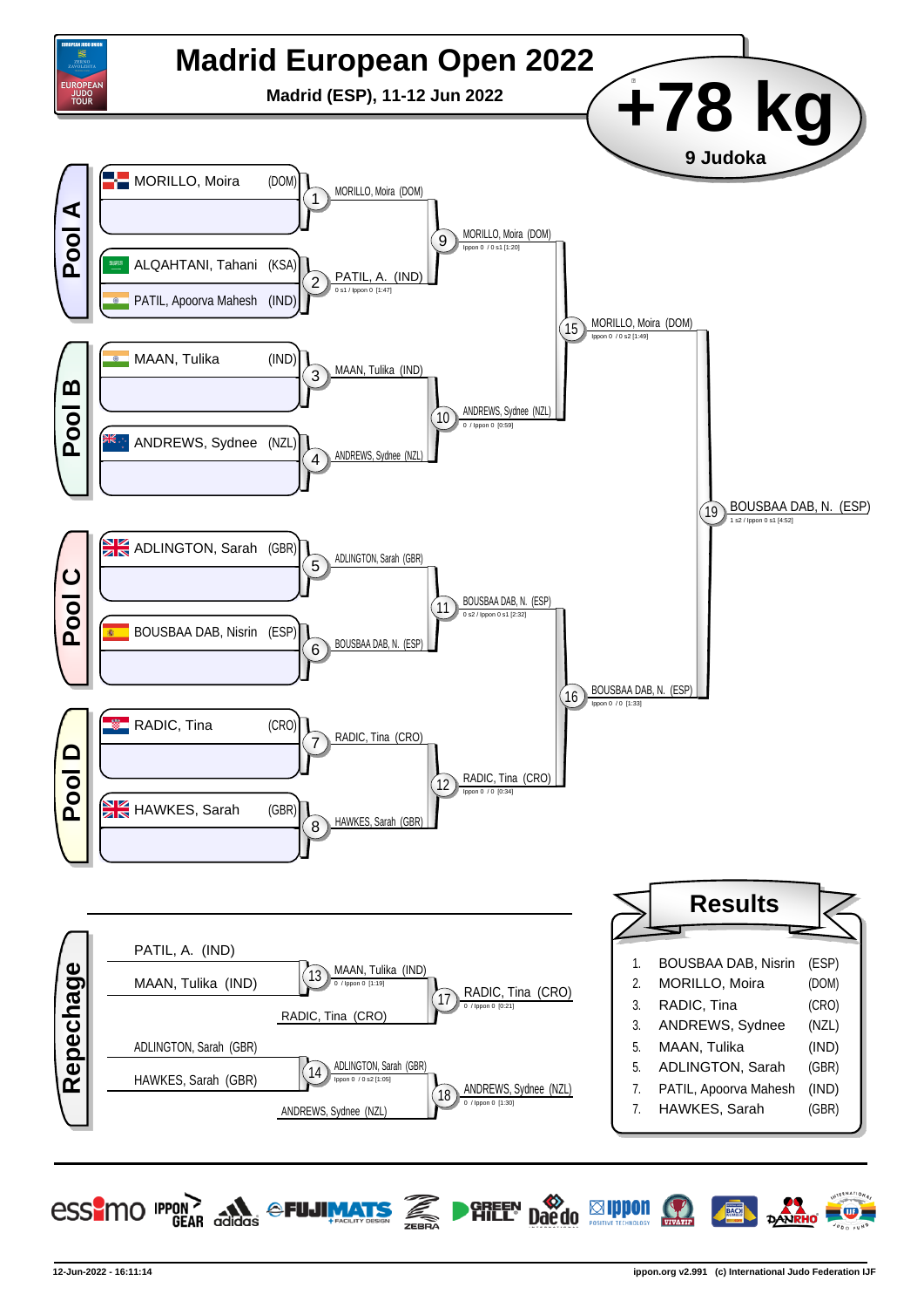# Madrid European Open 2022

**Madrid (ESP), 11-12 Jun 2022**

# +78 kg

**9 Judoka**

## Pool A

MORILLO, Moira (DOM)

ALQAHTANI, Tahani (KSA)

PATIL, Apoorva Mahesh (IND)

1 MORILLO, Moira (DOM)

2 PATIL, A. (IND)
0 s1 / Ippon 0 [1:47]

9 MORILLO, Moira (DOM)
Ippon 0 / 0 s1 [1:20]

## Pool B

MAAN, Tulika (IND)

ANDREWS, Sydnee (NZL)

3 MAAN, Tulika (IND)

4 ANDREWS, Sydnee (NZL)

10 ANDREWS, Sydnee (NZL)
0 / Ippon 0 [0:59]

15 MORILLO, Moira (DOM)
Ippon 0 / 0 s2 [1:49]

## Pool C

ADLINGTON, Sarah (GBR)

BOUSBAA DAB, Nisrin (ESP)

5 ADLINGTON, Sarah (GBR)

6 BOUSBAA DAB, N. (ESP)

11 BOUSBAA DAB, N. (ESP)
0 s2 / Ippon 0 s1 [2:32]

## Pool D

RADIC, Tina (CRO)

HAWKES, Sarah (GBR)

7 RADIC, Tina (CRO)

8 HAWKES, Sarah (GBR)

12 RADIC, Tina (CRO)
Ippon 0 / 0 [0:34]

16 BOUSBAA DAB, N. (ESP)
Ippon 0 / 0 [1:33]

19 BOUSBAA DAB, N. (ESP)
1 s2 / Ippon 0 s1 [4:52]

## Repechage

PATIL, A. (IND)

MAAN, Tulika (IND)

13 MAAN, Tulika (IND)
0 / Ippon 0 [1:19]

RADIC, Tina (CRO)

17 RADIC, Tina (CRO)
0 / Ippon 0 [0:21]

ADLINGTON, Sarah (GBR)

HAWKES, Sarah (GBR)

14 ADLINGTON, Sarah (GBR)
Ippon 0 / 0 s2 [1:05]

ANDREWS, Sydnee (NZL)

18 ANDREWS, Sydnee (NZL)
0 / Ippon 0 [1:30]

## Results

| | | |
|---|---|---|
| 1. | BOUSBAA DAB, Nisrin | (ESP) |
| 2. | MORILLO, Moira | (DOM) |
| 3. | RADIC, Tina | (CRO) |
| 3. | ANDREWS, Sydnee | (NZL) |
| 5. | MAAN, Tulika | (IND) |
| 5. | ADLINGTON, Sarah | (GBR) |
| 7. | PATIL, Apoorva Mahesh | (IND) |
| 7. | HAWKES, Sarah | (GBR) |

12-Jun-2022 - 16:11:14 ippon.org v2.991 (c) International Judo Federation IJF